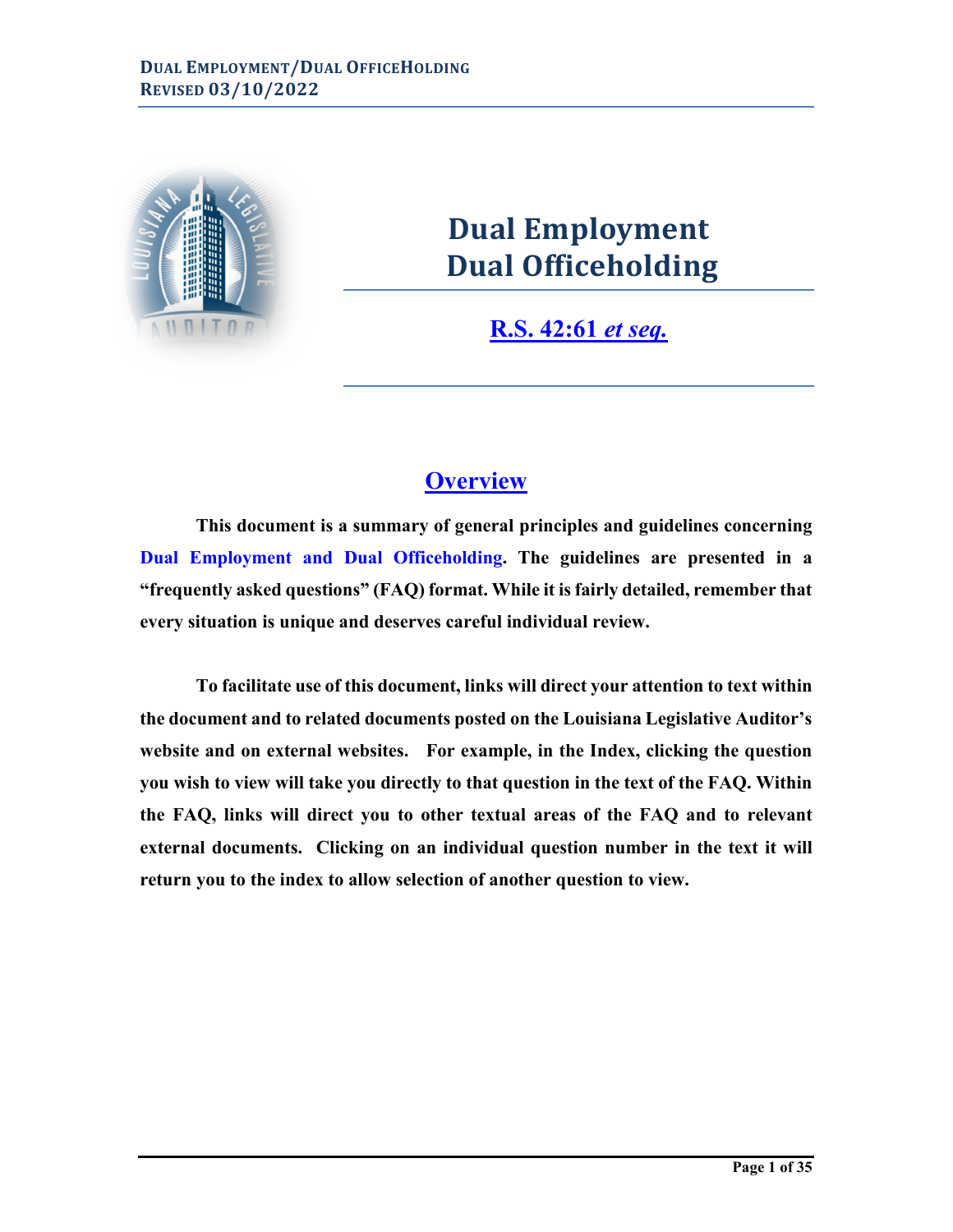# Dual Employment
# Dual Officeholding

## R.S. 42:61 *et seq.*

## Overview

**This document is a summary of general principles and guidelines concerning Dual Employment and Dual Officeholding. The guidelines are presented in a "frequently asked questions" (FAQ) format. While it is fairly detailed, remember that every situation is unique and deserves careful individual review.**

**To facilitate use of this document, links will direct your attention to text within the document and to related documents posted on the Louisiana Legislative Auditor's website and on external websites. For example, in the Index, clicking the question you wish to view will take you directly to that question in the text of the FAQ. Within the FAQ, links will direct you to other textual areas of the FAQ and to relevant external documents. Clicking on an individual question number in the text it will return you to the index to allow selection of another question to view.**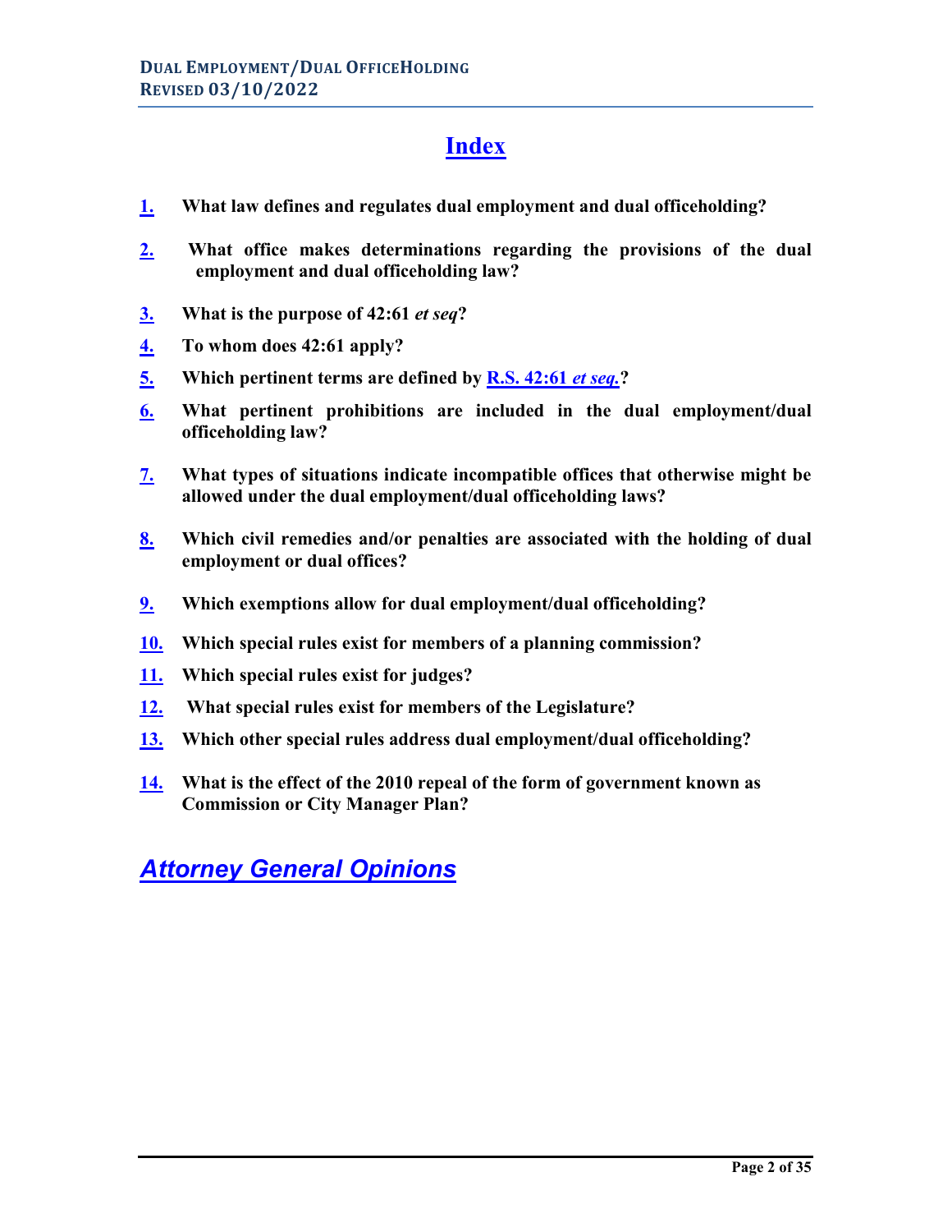# Index

**1.** **What law defines and regulates dual employment and dual officeholding?**

**2.** **What office makes determinations regarding the provisions of the dual employment and dual officeholding law?**

**3.** **What is the purpose of 42:61 *et seq*?**

**4.** **To whom does 42:61 apply?**

**5.** **Which pertinent terms are defined by R.S. 42:61 *et seq.*?**

**6.** **What pertinent prohibitions are included in the dual employment/dual officeholding law?**

**7.** **What types of situations indicate incompatible offices that otherwise might be allowed under the dual employment/dual officeholding laws?**

**8.** **Which civil remedies and/or penalties are associated with the holding of dual employment or dual offices?**

**9.** **Which exemptions allow for dual employment/dual officeholding?**

**10.** **Which special rules exist for members of a planning commission?**

**11.** **Which special rules exist for judges?**

**12.** **What special rules exist for members of the Legislature?**

**13.** **Which other special rules address dual employment/dual officeholding?**

**14.** **What is the effect of the 2010 repeal of the form of government known as Commission or City Manager Plan?**

## *Attorney General Opinions*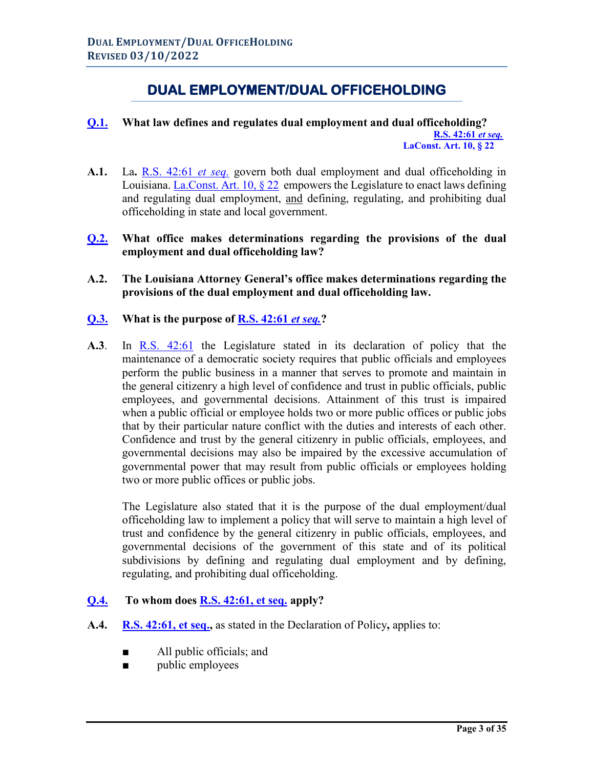# DUAL EMPLOYMENT/DUAL OFFICEHOLDING

**Q.1. What law defines and regulates dual employment and dual officeholding?**

**R.S. 42:61 *et seq.***
**LaConst. Art. 10, § 22**

**A.1.** La**.** R.S. 42:61 *et seq.* govern both dual employment and dual officeholding in Louisiana. La.Const. Art. 10, § 22 empowers the Legislature to enact laws defining and regulating dual employment, and defining, regulating, and prohibiting dual officeholding in state and local government.

**Q.2. What office makes determinations regarding the provisions of the dual employment and dual officeholding law?**

**A.2. The Louisiana Attorney General's office makes determinations regarding the provisions of the dual employment and dual officeholding law.**

**Q.3. What is the purpose of R.S. 42:61 *et seq.*?**

**A.3**. In R.S. 42:61 the Legislature stated in its declaration of policy that the maintenance of a democratic society requires that public officials and employees perform the public business in a manner that serves to promote and maintain in the general citizenry a high level of confidence and trust in public officials, public employees, and governmental decisions. Attainment of this trust is impaired when a public official or employee holds two or more public offices or public jobs that by their particular nature conflict with the duties and interests of each other. Confidence and trust by the general citizenry in public officials, employees, and governmental decisions may also be impaired by the excessive accumulation of governmental power that may result from public officials or employees holding two or more public offices or public jobs.

The Legislature also stated that it is the purpose of the dual employment/dual officeholding law to implement a policy that will serve to maintain a high level of trust and confidence by the general citizenry in public officials, employees, and governmental decisions of the government of this state and of its political subdivisions by defining and regulating dual employment and by defining, regulating, and prohibiting dual officeholding.

**Q.4. To whom does R.S. 42:61, et seq. apply?**

**A.4. R.S. 42:61, et seq.,** as stated in the Declaration of Policy**,** applies to:

- All public officials; and
- public employees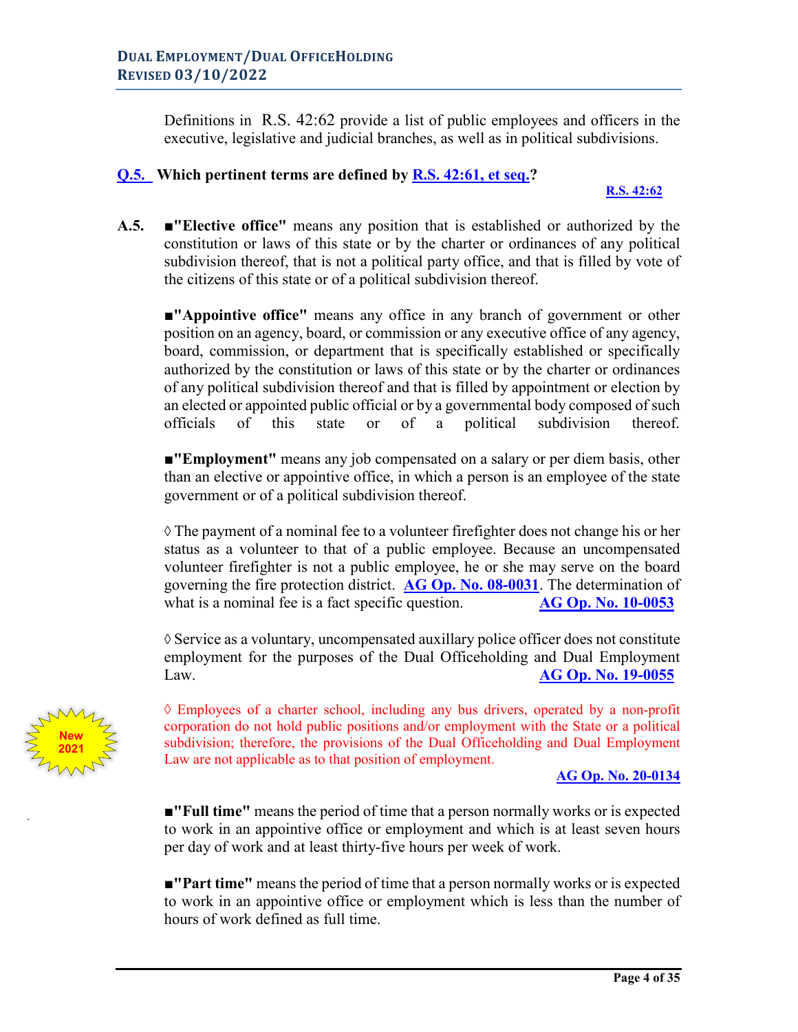Definitions in R.S. 42:62 provide a list of public employees and officers in the executive, legislative and judicial branches, as well as in political subdivisions.

**Q.5. Which pertinent terms are defined by R.S. 42:61, et seq.?**

**R.S. 42:62**

**A.5.** ■**"Elective office"** means any position that is established or authorized by the constitution or laws of this state or by the charter or ordinances of any political subdivision thereof, that is not a political party office, and that is filled by vote of the citizens of this state or of a political subdivision thereof.

■**"Appointive office"** means any office in any branch of government or other position on an agency, board, or commission or any executive office of any agency, board, commission, or department that is specifically established or specifically authorized by the constitution or laws of this state or by the charter or ordinances of any political subdivision thereof and that is filled by appointment or election by an elected or appointed public official or by a governmental body composed of such officials of this state or of a political subdivision thereof.

■**"Employment"** means any job compensated on a salary or per diem basis, other than an elective or appointive office, in which a person is an employee of the state government or of a political subdivision thereof.

◊ The payment of a nominal fee to a volunteer firefighter does not change his or her status as a volunteer to that of a public employee. Because an uncompensated volunteer firefighter is not a public employee, he or she may serve on the board governing the fire protection district. **AG Op. No. 08-0031**. The determination of what is a nominal fee is a fact specific question. **AG Op. No. 10-0053**

◊ Service as a voluntary, uncompensated auxillary police officer does not constitute employment for the purposes of the Dual Officeholding and Dual Employment Law. **AG Op. No. 19-0055**

New 2021

◊ Employees of a charter school, including any bus drivers, operated by a non-profit corporation do not hold public positions and/or employment with the State or a political subdivision; therefore, the provisions of the Dual Officeholding and Dual Employment Law are not applicable as to that position of employment.

**AG Op. No. 20-0134**

■**"Full time"** means the period of time that a person normally works or is expected to work in an appointive office or employment and which is at least seven hours per day of work and at least thirty-five hours per week of work.

■**"Part time"** means the period of time that a person normally works or is expected to work in an appointive office or employment which is less than the number of hours of work defined as full time.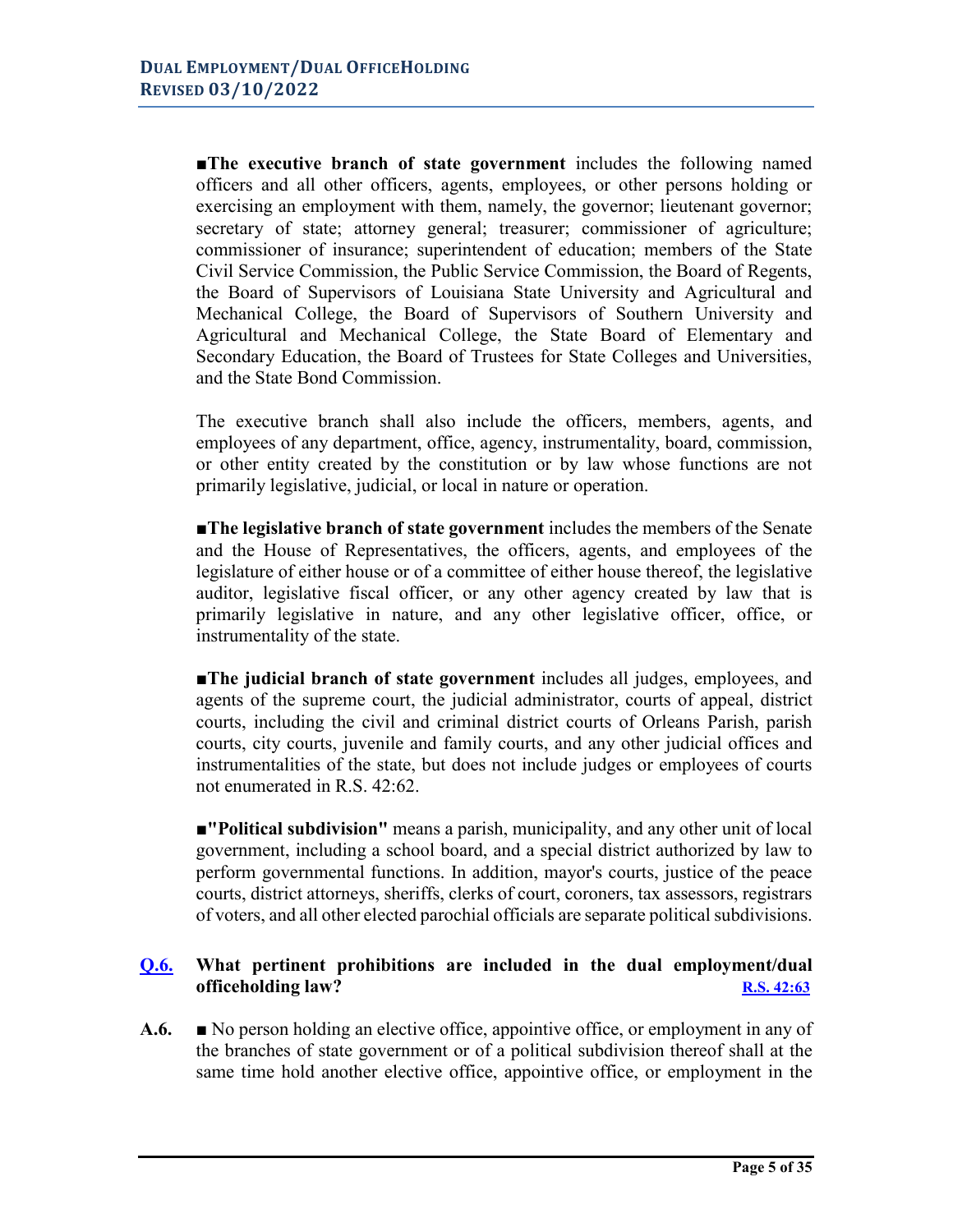■**The executive branch of state government** includes the following named officers and all other officers, agents, employees, or other persons holding or exercising an employment with them, namely, the governor; lieutenant governor; secretary of state; attorney general; treasurer; commissioner of agriculture; commissioner of insurance; superintendent of education; members of the State Civil Service Commission, the Public Service Commission, the Board of Regents, the Board of Supervisors of Louisiana State University and Agricultural and Mechanical College, the Board of Supervisors of Southern University and Agricultural and Mechanical College, the State Board of Elementary and Secondary Education, the Board of Trustees for State Colleges and Universities, and the State Bond Commission.

The executive branch shall also include the officers, members, agents, and employees of any department, office, agency, instrumentality, board, commission, or other entity created by the constitution or by law whose functions are not primarily legislative, judicial, or local in nature or operation.

■**The legislative branch of state government** includes the members of the Senate and the House of Representatives, the officers, agents, and employees of the legislature of either house or of a committee of either house thereof, the legislative auditor, legislative fiscal officer, or any other agency created by law that is primarily legislative in nature, and any other legislative officer, office, or instrumentality of the state.

■**The judicial branch of state government** includes all judges, employees, and agents of the supreme court, the judicial administrator, courts of appeal, district courts, including the civil and criminal district courts of Orleans Parish, parish courts, city courts, juvenile and family courts, and any other judicial offices and instrumentalities of the state, but does not include judges or employees of courts not enumerated in R.S. 42:62.

■**"Political subdivision"** means a parish, municipality, and any other unit of local government, including a school board, and a special district authorized by law to perform governmental functions. In addition, mayor's courts, justice of the peace courts, district attorneys, sheriffs, clerks of court, coroners, tax assessors, registrars of voters, and all other elected parochial officials are separate political subdivisions.

**Q.6. What pertinent prohibitions are included in the dual employment/dual officeholding law?** **R.S. 42:63**

**A.6.** ■ No person holding an elective office, appointive office, or employment in any of the branches of state government or of a political subdivision thereof shall at the same time hold another elective office, appointive office, or employment in the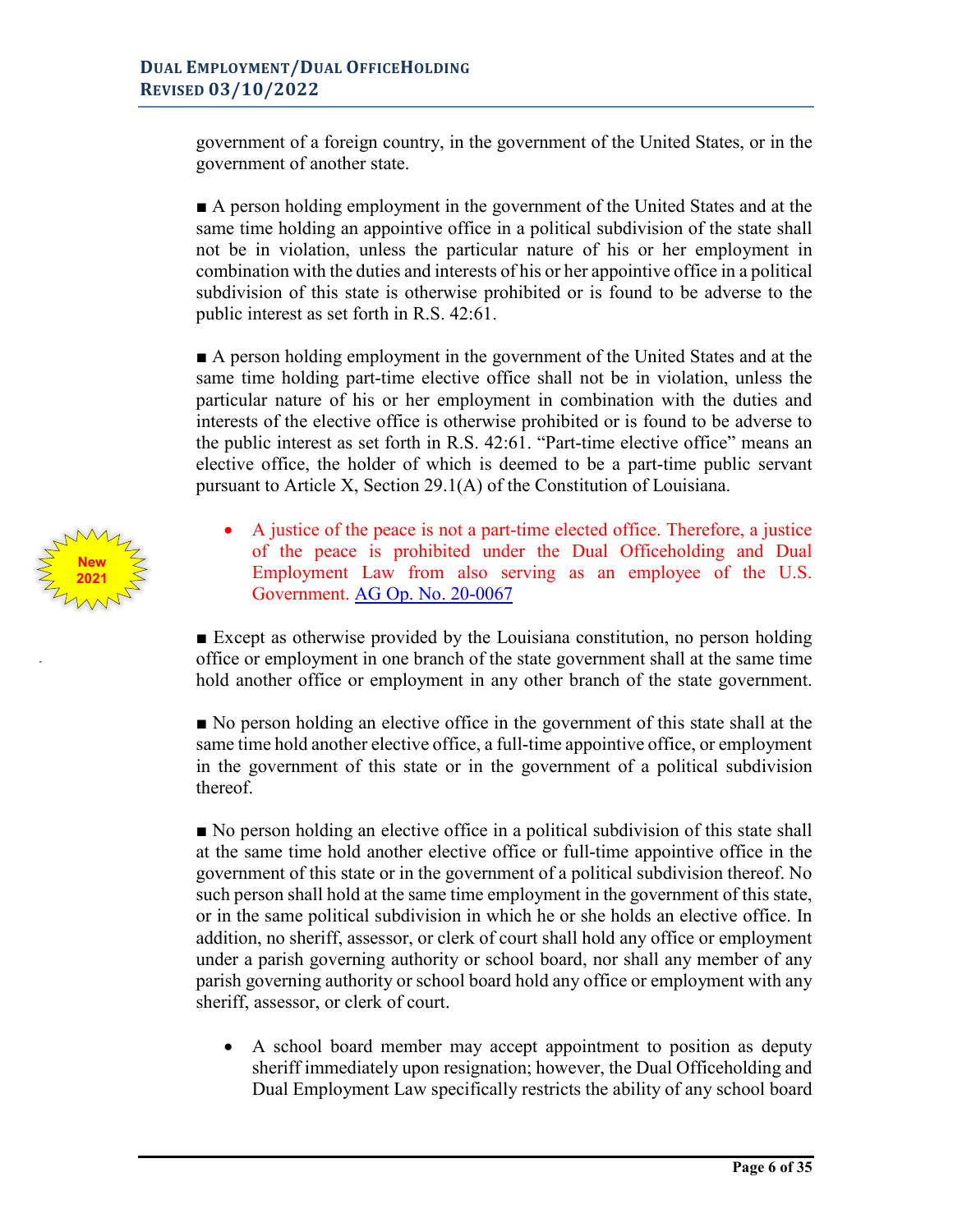government of a foreign country, in the government of the United States, or in the government of another state.

■ A person holding employment in the government of the United States and at the same time holding an appointive office in a political subdivision of the state shall not be in violation, unless the particular nature of his or her employment in combination with the duties and interests of his or her appointive office in a political subdivision of this state is otherwise prohibited or is found to be adverse to the public interest as set forth in R.S. 42:61.

■ A person holding employment in the government of the United States and at the same time holding part-time elective office shall not be in violation, unless the particular nature of his or her employment in combination with the duties and interests of the elective office is otherwise prohibited or is found to be adverse to the public interest as set forth in R.S. 42:61. "Part-time elective office" means an elective office, the holder of which is deemed to be a part-time public servant pursuant to Article X, Section 29.1(A) of the Constitution of Louisiana.

New 2021

- A justice of the peace is not a part-time elected office. Therefore, a justice of the peace is prohibited under the Dual Officeholding and Dual Employment Law from also serving as an employee of the U.S. Government. AG Op. No. 20-0067

■ Except as otherwise provided by the Louisiana constitution, no person holding office or employment in one branch of the state government shall at the same time hold another office or employment in any other branch of the state government.

■ No person holding an elective office in the government of this state shall at the same time hold another elective office, a full-time appointive office, or employment in the government of this state or in the government of a political subdivision thereof.

■ No person holding an elective office in a political subdivision of this state shall at the same time hold another elective office or full-time appointive office in the government of this state or in the government of a political subdivision thereof. No such person shall hold at the same time employment in the government of this state, or in the same political subdivision in which he or she holds an elective office. In addition, no sheriff, assessor, or clerk of court shall hold any office or employment under a parish governing authority or school board, nor shall any member of any parish governing authority or school board hold any office or employment with any sheriff, assessor, or clerk of court.

- A school board member may accept appointment to position as deputy sheriff immediately upon resignation; however, the Dual Officeholding and Dual Employment Law specifically restricts the ability of any school board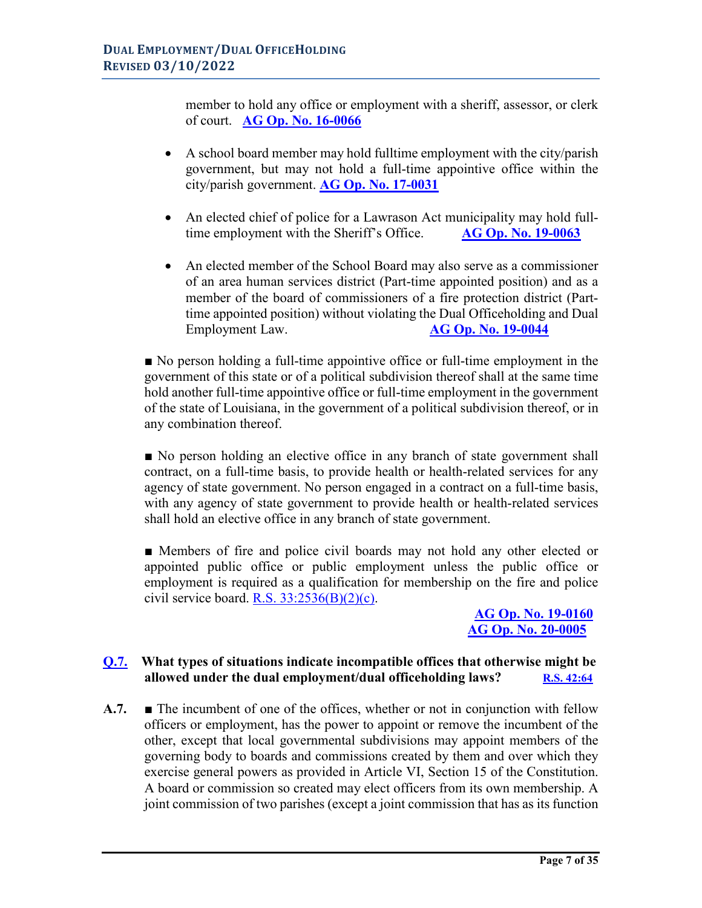member to hold any office or employment with a sheriff, assessor, or clerk of court. **AG Op. No. 16-0066**

- A school board member may hold fulltime employment with the city/parish government, but may not hold a full-time appointive office within the city/parish government. **AG Op. No. 17-0031**

- An elected chief of police for a Lawrason Act municipality may hold full-time employment with the Sheriff's Office. **AG Op. No. 19-0063**

- An elected member of the School Board may also serve as a commissioner of an area human services district (Part-time appointed position) and as a member of the board of commissioners of a fire protection district (Part-time appointed position) without violating the Dual Officeholding and Dual Employment Law. **AG Op. No. 19-0044**

■ No person holding a full-time appointive office or full-time employment in the government of this state or of a political subdivision thereof shall at the same time hold another full-time appointive office or full-time employment in the government of the state of Louisiana, in the government of a political subdivision thereof, or in any combination thereof.

■ No person holding an elective office in any branch of state government shall contract, on a full-time basis, to provide health or health-related services for any agency of state government. No person engaged in a contract on a full-time basis, with any agency of state government to provide health or health-related services shall hold an elective office in any branch of state government.

■ Members of fire and police civil boards may not hold any other elected or appointed public office or public employment unless the public office or employment is required as a qualification for membership on the fire and police civil service board. R.S. 33:2536(B)(2)(c).

**AG Op. No. 19-0160**
**AG Op. No. 20-0005**

**Q.7. What types of situations indicate incompatible offices that otherwise might be allowed under the dual employment/dual officeholding laws?** **R.S. 42:64**

**A.7.** ■ The incumbent of one of the offices, whether or not in conjunction with fellow officers or employment, has the power to appoint or remove the incumbent of the other, except that local governmental subdivisions may appoint members of the governing body to boards and commissions created by them and over which they exercise general powers as provided in Article VI, Section 15 of the Constitution. A board or commission so created may elect officers from its own membership. A joint commission of two parishes (except a joint commission that has as its function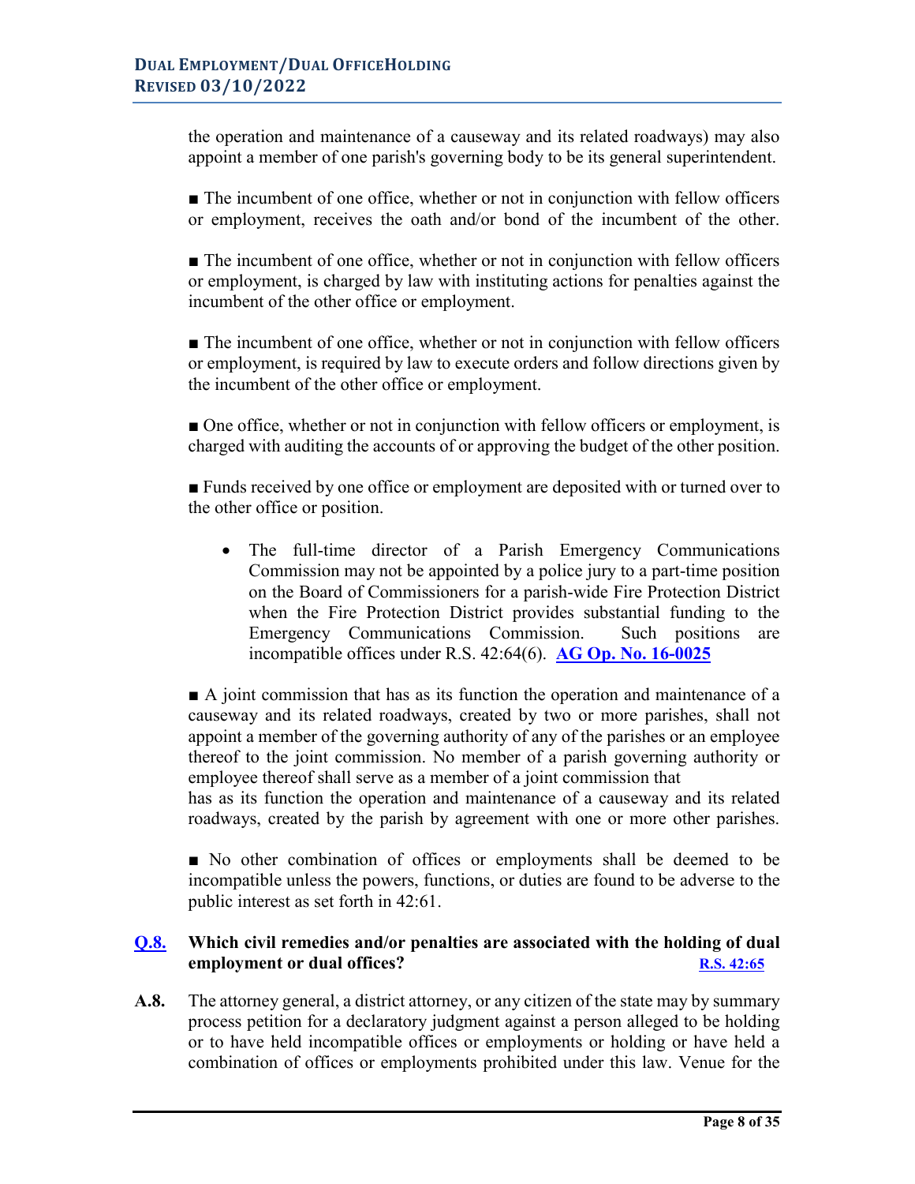the operation and maintenance of a causeway and its related roadways) may also appoint a member of one parish's governing body to be its general superintendent.

■ The incumbent of one office, whether or not in conjunction with fellow officers or employment, receives the oath and/or bond of the incumbent of the other.

■ The incumbent of one office, whether or not in conjunction with fellow officers or employment, is charged by law with instituting actions for penalties against the incumbent of the other office or employment.

■ The incumbent of one office, whether or not in conjunction with fellow officers or employment, is required by law to execute orders and follow directions given by the incumbent of the other office or employment.

■ One office, whether or not in conjunction with fellow officers or employment, is charged with auditing the accounts of or approving the budget of the other position.

■ Funds received by one office or employment are deposited with or turned over to the other office or position.

- The full-time director of a Parish Emergency Communications Commission may not be appointed by a police jury to a part-time position on the Board of Commissioners for a parish-wide Fire Protection District when the Fire Protection District provides substantial funding to the Emergency Communications Commission. Such positions are incompatible offices under R.S. 42:64(6). **AG Op. No. 16-0025**

■ A joint commission that has as its function the operation and maintenance of a causeway and its related roadways, created by two or more parishes, shall not appoint a member of the governing authority of any of the parishes or an employee thereof to the joint commission. No member of a parish governing authority or employee thereof shall serve as a member of a joint commission that has as its function the operation and maintenance of a causeway and its related roadways, created by the parish by agreement with one or more other parishes.

■ No other combination of offices or employments shall be deemed to be incompatible unless the powers, functions, or duties are found to be adverse to the public interest as set forth in 42:61.

**Q.8. Which civil remedies and/or penalties are associated with the holding of dual employment or dual offices?** **R.S. 42:65**

**A.8.** The attorney general, a district attorney, or any citizen of the state may by summary process petition for a declaratory judgment against a person alleged to be holding or to have held incompatible offices or employments or holding or have held a combination of offices or employments prohibited under this law. Venue for the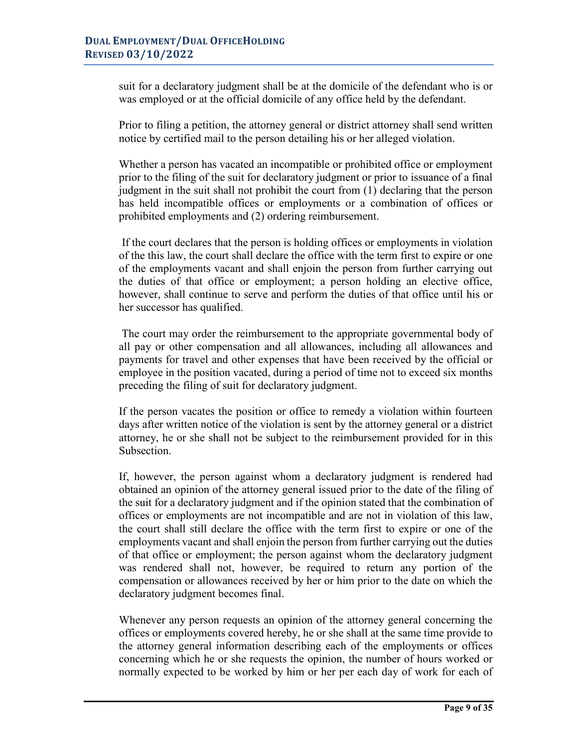suit for a declaratory judgment shall be at the domicile of the defendant who is or was employed or at the official domicile of any office held by the defendant.

Prior to filing a petition, the attorney general or district attorney shall send written notice by certified mail to the person detailing his or her alleged violation.

Whether a person has vacated an incompatible or prohibited office or employment prior to the filing of the suit for declaratory judgment or prior to issuance of a final judgment in the suit shall not prohibit the court from (1) declaring that the person has held incompatible offices or employments or a combination of offices or prohibited employments and (2) ordering reimbursement.

If the court declares that the person is holding offices or employments in violation of the this law, the court shall declare the office with the term first to expire or one of the employments vacant and shall enjoin the person from further carrying out the duties of that office or employment; a person holding an elective office, however, shall continue to serve and perform the duties of that office until his or her successor has qualified.

The court may order the reimbursement to the appropriate governmental body of all pay or other compensation and all allowances, including all allowances and payments for travel and other expenses that have been received by the official or employee in the position vacated, during a period of time not to exceed six months preceding the filing of suit for declaratory judgment.

If the person vacates the position or office to remedy a violation within fourteen days after written notice of the violation is sent by the attorney general or a district attorney, he or she shall not be subject to the reimbursement provided for in this Subsection.

If, however, the person against whom a declaratory judgment is rendered had obtained an opinion of the attorney general issued prior to the date of the filing of the suit for a declaratory judgment and if the opinion stated that the combination of offices or employments are not incompatible and are not in violation of this law, the court shall still declare the office with the term first to expire or one of the employments vacant and shall enjoin the person from further carrying out the duties of that office or employment; the person against whom the declaratory judgment was rendered shall not, however, be required to return any portion of the compensation or allowances received by her or him prior to the date on which the declaratory judgment becomes final.

Whenever any person requests an opinion of the attorney general concerning the offices or employments covered hereby, he or she shall at the same time provide to the attorney general information describing each of the employments or offices concerning which he or she requests the opinion, the number of hours worked or normally expected to be worked by him or her per each day of work for each of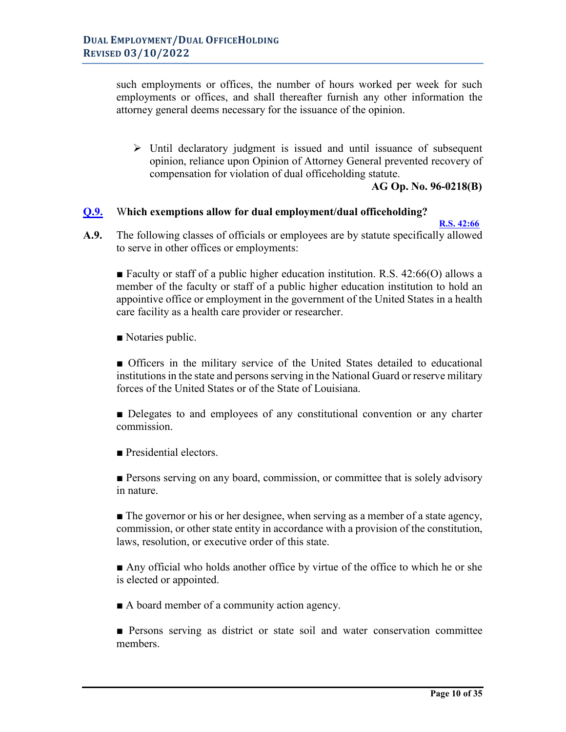such employments or offices, the number of hours worked per week for such employments or offices, and shall thereafter furnish any other information the attorney general deems necessary for the issuance of the opinion.

> ➢ Until declaratory judgment is issued and until issuance of subsequent opinion, reliance upon Opinion of Attorney General prevented recovery of compensation for violation of dual officeholding statute.
>
> **AG Op. No. 96-0218(B)**

**Q.9.** **Which exemptions allow for dual employment/dual officeholding?**

**R.S. 42:66**

**A.9.** The following classes of officials or employees are by statute specifically allowed to serve in other offices or employments:

■ Faculty or staff of a public higher education institution. R.S. 42:66(O) allows a member of the faculty or staff of a public higher education institution to hold an appointive office or employment in the government of the United States in a health care facility as a health care provider or researcher.

■ Notaries public.

■ Officers in the military service of the United States detailed to educational institutions in the state and persons serving in the National Guard or reserve military forces of the United States or of the State of Louisiana.

■ Delegates to and employees of any constitutional convention or any charter commission.

■ Presidential electors.

■ Persons serving on any board, commission, or committee that is solely advisory in nature.

■ The governor or his or her designee, when serving as a member of a state agency, commission, or other state entity in accordance with a provision of the constitution, laws, resolution, or executive order of this state.

■ Any official who holds another office by virtue of the office to which he or she is elected or appointed.

■ A board member of a community action agency.

■ Persons serving as district or state soil and water conservation committee members.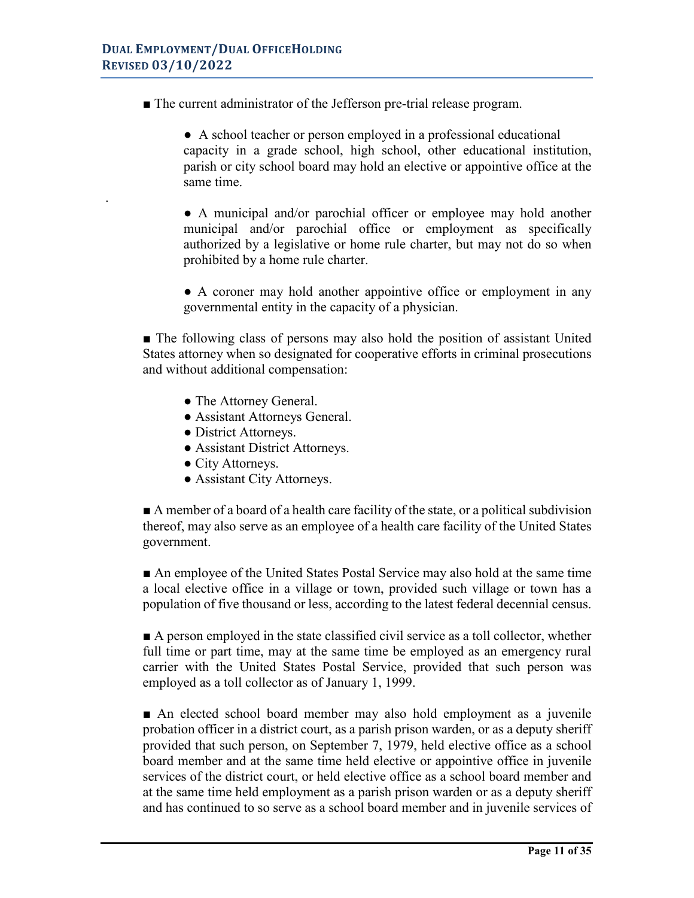- The current administrator of the Jefferson pre-trial release program.

  - A school teacher or person employed in a professional educational capacity in a grade school, high school, other educational institution, parish or city school board may hold an elective or appointive office at the same time.

  - A municipal and/or parochial officer or employee may hold another municipal and/or parochial office or employment as specifically authorized by a legislative or home rule charter, but may not do so when prohibited by a home rule charter.

  - A coroner may hold another appointive office or employment in any governmental entity in the capacity of a physician.

- The following class of persons may also hold the position of assistant United States attorney when so designated for cooperative efforts in criminal prosecutions and without additional compensation:

  - The Attorney General.
  - Assistant Attorneys General.
  - District Attorneys.
  - Assistant District Attorneys.
  - City Attorneys.
  - Assistant City Attorneys.

- A member of a board of a health care facility of the state, or a political subdivision thereof, may also serve as an employee of a health care facility of the United States government.

- An employee of the United States Postal Service may also hold at the same time a local elective office in a village or town, provided such village or town has a population of five thousand or less, according to the latest federal decennial census.

- A person employed in the state classified civil service as a toll collector, whether full time or part time, may at the same time be employed as an emergency rural carrier with the United States Postal Service, provided that such person was employed as a toll collector as of January 1, 1999.

- An elected school board member may also hold employment as a juvenile probation officer in a district court, as a parish prison warden, or as a deputy sheriff provided that such person, on September 7, 1979, held elective office as a school board member and at the same time held elective or appointive office in juvenile services of the district court, or held elective office as a school board member and at the same time held employment as a parish prison warden or as a deputy sheriff and has continued to so serve as a school board member and in juvenile services of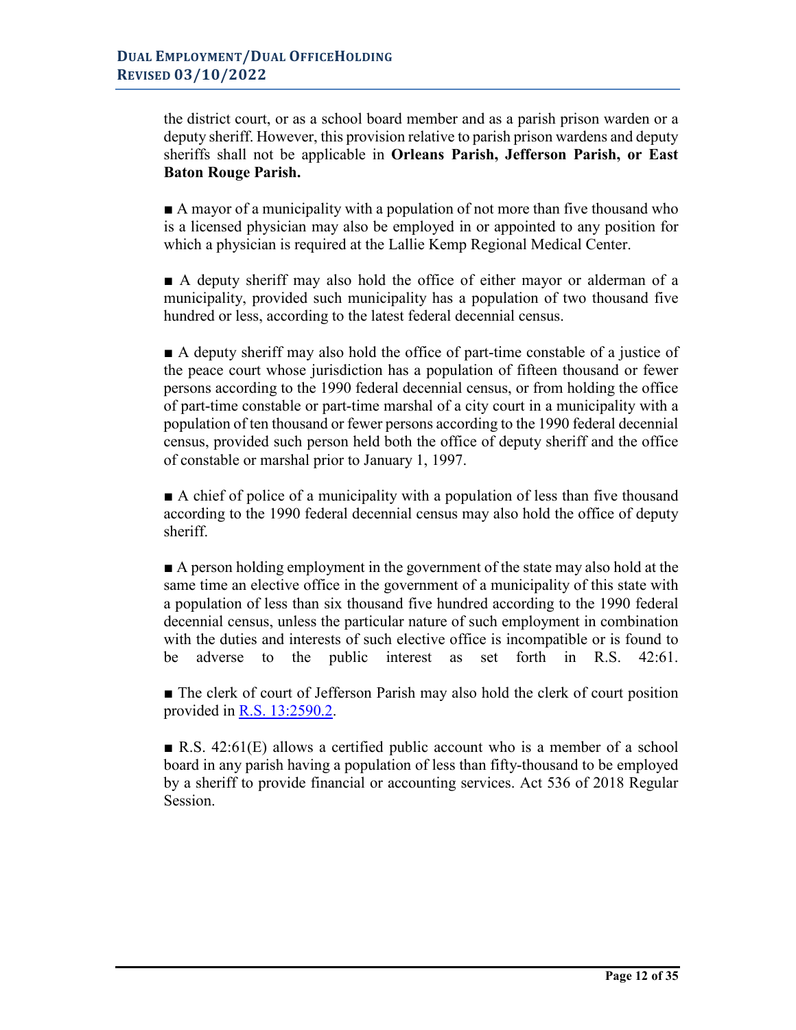the district court, or as a school board member and as a parish prison warden or a deputy sheriff. However, this provision relative to parish prison wardens and deputy sheriffs shall not be applicable in **Orleans Parish, Jefferson Parish, or East Baton Rouge Parish.**

■ A mayor of a municipality with a population of not more than five thousand who is a licensed physician may also be employed in or appointed to any position for which a physician is required at the Lallie Kemp Regional Medical Center.

■ A deputy sheriff may also hold the office of either mayor or alderman of a municipality, provided such municipality has a population of two thousand five hundred or less, according to the latest federal decennial census.

■ A deputy sheriff may also hold the office of part-time constable of a justice of the peace court whose jurisdiction has a population of fifteen thousand or fewer persons according to the 1990 federal decennial census, or from holding the office of part-time constable or part-time marshal of a city court in a municipality with a population of ten thousand or fewer persons according to the 1990 federal decennial census, provided such person held both the office of deputy sheriff and the office of constable or marshal prior to January 1, 1997.

■ A chief of police of a municipality with a population of less than five thousand according to the 1990 federal decennial census may also hold the office of deputy sheriff.

■ A person holding employment in the government of the state may also hold at the same time an elective office in the government of a municipality of this state with a population of less than six thousand five hundred according to the 1990 federal decennial census, unless the particular nature of such employment in combination with the duties and interests of such elective office is incompatible or is found to be adverse to the public interest as set forth in R.S. 42:61.

■ The clerk of court of Jefferson Parish may also hold the clerk of court position provided in R.S. 13:2590.2.

■ R.S. 42:61(E) allows a certified public account who is a member of a school board in any parish having a population of less than fifty-thousand to be employed by a sheriff to provide financial or accounting services. Act 536 of 2018 Regular Session.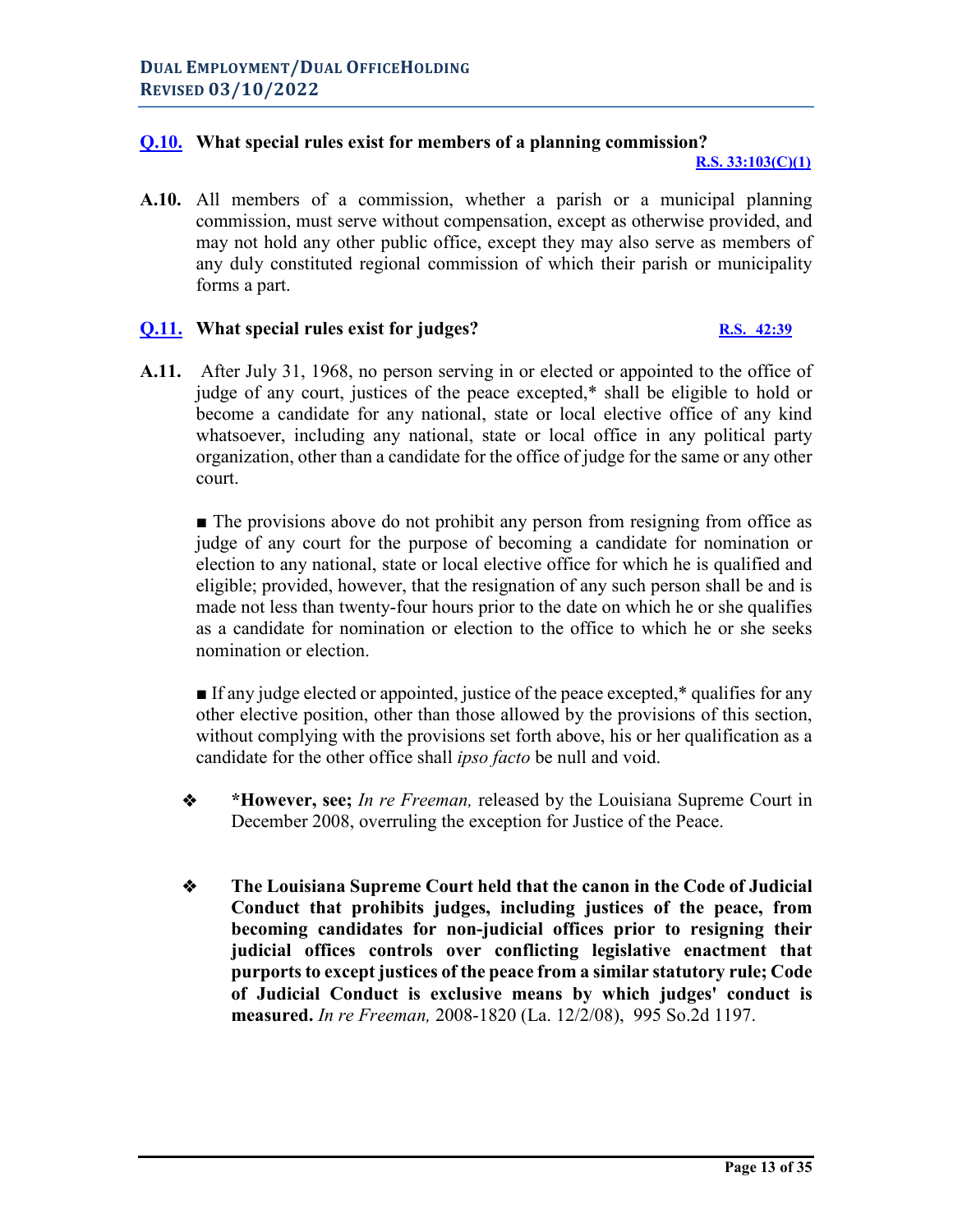**Q.10. What special rules exist for members of a planning commission?**

R.S. 33:103(C)(1)

**A.10.** All members of a commission, whether a parish or a municipal planning commission, must serve without compensation, except as otherwise provided, and may not hold any other public office, except they may also serve as members of any duly constituted regional commission of which their parish or municipality forms a part.

**Q.11. What special rules exist for judges?** R.S. 42:39

**A.11.** After July 31, 1968, no person serving in or elected or appointed to the office of judge of any court, justices of the peace excepted,* shall be eligible to hold or become a candidate for any national, state or local elective office of any kind whatsoever, including any national, state or local office in any political party organization, other than a candidate for the office of judge for the same or any other court.

■ The provisions above do not prohibit any person from resigning from office as judge of any court for the purpose of becoming a candidate for nomination or election to any national, state or local elective office for which he is qualified and eligible; provided, however, that the resignation of any such person shall be and is made not less than twenty-four hours prior to the date on which he or she qualifies as a candidate for nomination or election to the office to which he or she seeks nomination or election.

■ If any judge elected or appointed, justice of the peace excepted,* qualifies for any other elective position, other than those allowed by the provisions of this section, without complying with the provisions set forth above, his or her qualification as a candidate for the other office shall *ipso facto* be null and void.

- ❖ ***However, see;** *In re Freeman,* released by the Louisiana Supreme Court in December 2008, overruling the exception for Justice of the Peace.

- ❖ **The Louisiana Supreme Court held that the canon in the Code of Judicial Conduct that prohibits judges, including justices of the peace, from becoming candidates for non-judicial offices prior to resigning their judicial offices controls over conflicting legislative enactment that purports to except justices of the peace from a similar statutory rule; Code of Judicial Conduct is exclusive means by which judges' conduct is measured.** *In re Freeman,* 2008-1820 (La. 12/2/08), 995 So.2d 1197.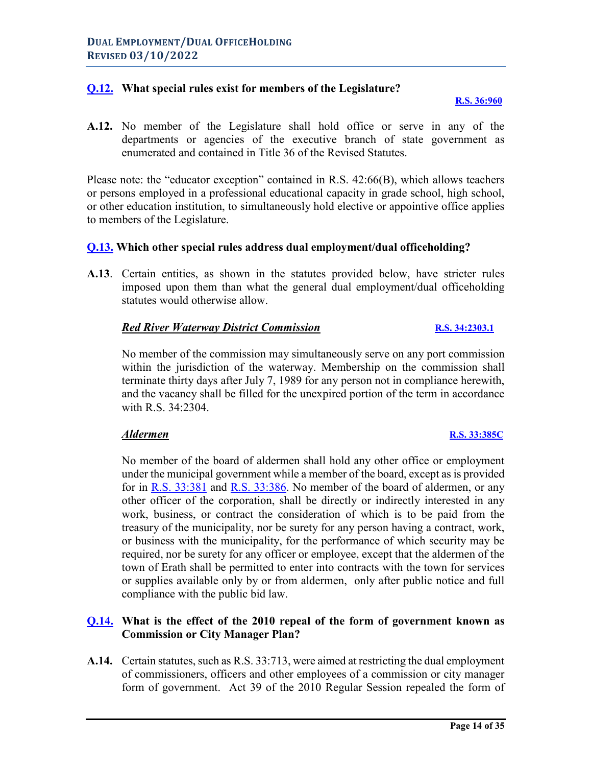**Q.12. What special rules exist for members of the Legislature?**

R.S. 36:960

**A.12.** No member of the Legislature shall hold office or serve in any of the departments or agencies of the executive branch of state government as enumerated and contained in Title 36 of the Revised Statutes.

Please note: the "educator exception" contained in R.S. 42:66(B), which allows teachers or persons employed in a professional educational capacity in grade school, high school, or other education institution, to simultaneously hold elective or appointive office applies to members of the Legislature.

**Q.13. Which other special rules address dual employment/dual officeholding?**

**A.13**. Certain entities, as shown in the statutes provided below, have stricter rules imposed upon them than what the general dual employment/dual officeholding statutes would otherwise allow.

***Red River Waterway District Commission*** R.S. 34:2303.1

No member of the commission may simultaneously serve on any port commission within the jurisdiction of the waterway. Membership on the commission shall terminate thirty days after July 7, 1989 for any person not in compliance herewith, and the vacancy shall be filled for the unexpired portion of the term in accordance with R.S. 34:2304.

***Aldermen*** R.S. 33:385C

No member of the board of aldermen shall hold any other office or employment under the municipal government while a member of the board, except as is provided for in R.S. 33:381 and R.S. 33:386. No member of the board of aldermen, or any other officer of the corporation, shall be directly or indirectly interested in any work, business, or contract the consideration of which is to be paid from the treasury of the municipality, nor be surety for any person having a contract, work, or business with the municipality, for the performance of which security may be required, nor be surety for any officer or employee, except that the aldermen of the town of Erath shall be permitted to enter into contracts with the town for services or supplies available only by or from aldermen, only after public notice and full compliance with the public bid law.

**Q.14. What is the effect of the 2010 repeal of the form of government known as Commission or City Manager Plan?**

**A.14.** Certain statutes, such as R.S. 33:713, were aimed at restricting the dual employment of commissioners, officers and other employees of a commission or city manager form of government. Act 39 of the 2010 Regular Session repealed the form of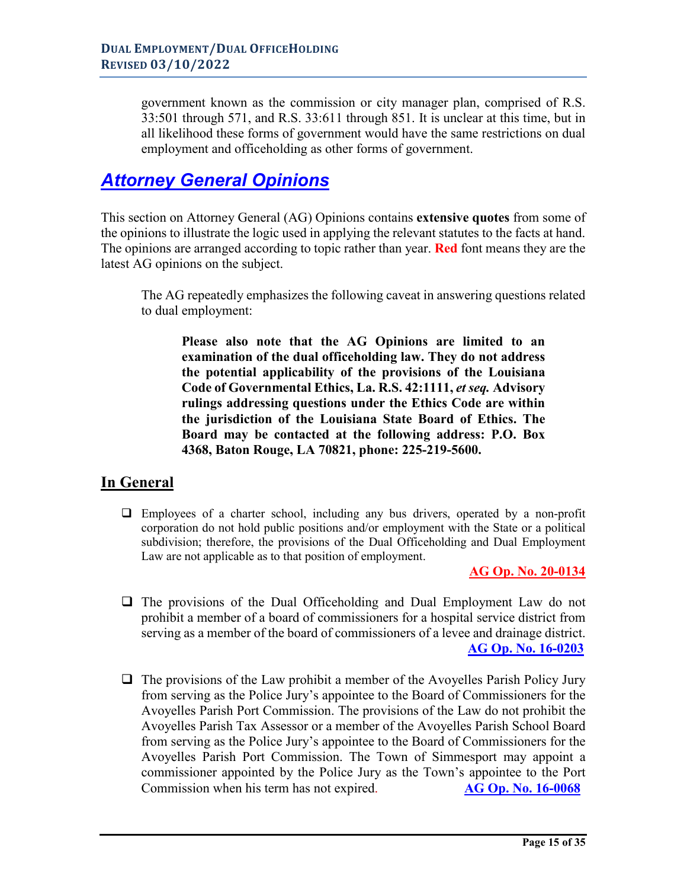government known as the commission or city manager plan, comprised of R.S. 33:501 through 571, and R.S. 33:611 through 851. It is unclear at this time, but in all likelihood these forms of government would have the same restrictions on dual employment and officeholding as other forms of government.

## *Attorney General Opinions*

This section on Attorney General (AG) Opinions contains **extensive quotes** from some of the opinions to illustrate the logic used in applying the relevant statutes to the facts at hand. The opinions are arranged according to topic rather than year. **Red** font means they are the latest AG opinions on the subject.

> The AG repeatedly emphasizes the following caveat in answering questions related to dual employment:
>
> > **Please also note that the AG Opinions are limited to an examination of the dual officeholding law. They do not address the potential applicability of the provisions of the Louisiana Code of Governmental Ethics, La. R.S. 42:1111, *et seq.* Advisory rulings addressing questions under the Ethics Code are within the jurisdiction of the Louisiana State Board of Ethics. The Board may be contacted at the following address: P.O. Box 4368, Baton Rouge, LA 70821, phone: 225-219-5600.**

### In General

- Employees of a charter school, including any bus drivers, operated by a non-profit corporation do not hold public positions and/or employment with the State or a political subdivision; therefore, the provisions of the Dual Officeholding and Dual Employment Law are not applicable as to that position of employment.

  **AG Op. No. 20-0134**

- The provisions of the Dual Officeholding and Dual Employment Law do not prohibit a member of a board of commissioners for a hospital service district from serving as a member of the board of commissioners of a levee and drainage district. **AG Op. No. 16-0203**

- The provisions of the Law prohibit a member of the Avoyelles Parish Policy Jury from serving as the Police Jury's appointee to the Board of Commissioners for the Avoyelles Parish Port Commission. The provisions of the Law do not prohibit the Avoyelles Parish Tax Assessor or a member of the Avoyelles Parish School Board from serving as the Police Jury's appointee to the Board of Commissioners for the Avoyelles Parish Port Commission. The Town of Simmesport may appoint a commissioner appointed by the Police Jury as the Town's appointee to the Port Commission when his term has not expired. **AG Op. No. 16-0068**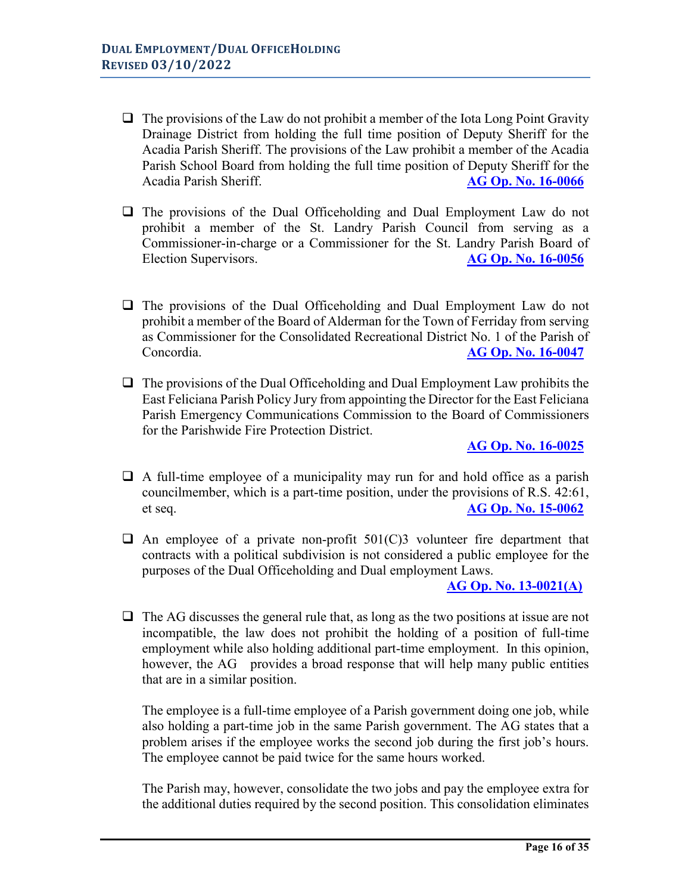- The provisions of the Law do not prohibit a member of the Iota Long Point Gravity Drainage District from holding the full time position of Deputy Sheriff for the Acadia Parish Sheriff. The provisions of the Law prohibit a member of the Acadia Parish School Board from holding the full time position of Deputy Sheriff for the Acadia Parish Sheriff. **AG Op. No. 16-0066**

- The provisions of the Dual Officeholding and Dual Employment Law do not prohibit a member of the St. Landry Parish Council from serving as a Commissioner-in-charge or a Commissioner for the St. Landry Parish Board of Election Supervisors. **AG Op. No. 16-0056**

- The provisions of the Dual Officeholding and Dual Employment Law do not prohibit a member of the Board of Alderman for the Town of Ferriday from serving as Commissioner for the Consolidated Recreational District No. 1 of the Parish of Concordia. **AG Op. No. 16-0047**

- The provisions of the Dual Officeholding and Dual Employment Law prohibits the East Feliciana Parish Policy Jury from appointing the Director for the East Feliciana Parish Emergency Communications Commission to the Board of Commissioners for the Parishwide Fire Protection District. **AG Op. No. 16-0025**

- A full-time employee of a municipality may run for and hold office as a parish councilmember, which is a part-time position, under the provisions of R.S. 42:61, et seq. **AG Op. No. 15-0062**

- An employee of a private non-profit 501(C)3 volunteer fire department that contracts with a political subdivision is not considered a public employee for the purposes of the Dual Officeholding and Dual employment Laws. **AG Op. No. 13-0021(A)**

- The AG discusses the general rule that, as long as the two positions at issue are not incompatible, the law does not prohibit the holding of a position of full-time employment while also holding additional part-time employment. In this opinion, however, the AG provides a broad response that will help many public entities that are in a similar position.

  The employee is a full-time employee of a Parish government doing one job, while also holding a part-time job in the same Parish government. The AG states that a problem arises if the employee works the second job during the first job's hours. The employee cannot be paid twice for the same hours worked.

  The Parish may, however, consolidate the two jobs and pay the employee extra for the additional duties required by the second position. This consolidation eliminates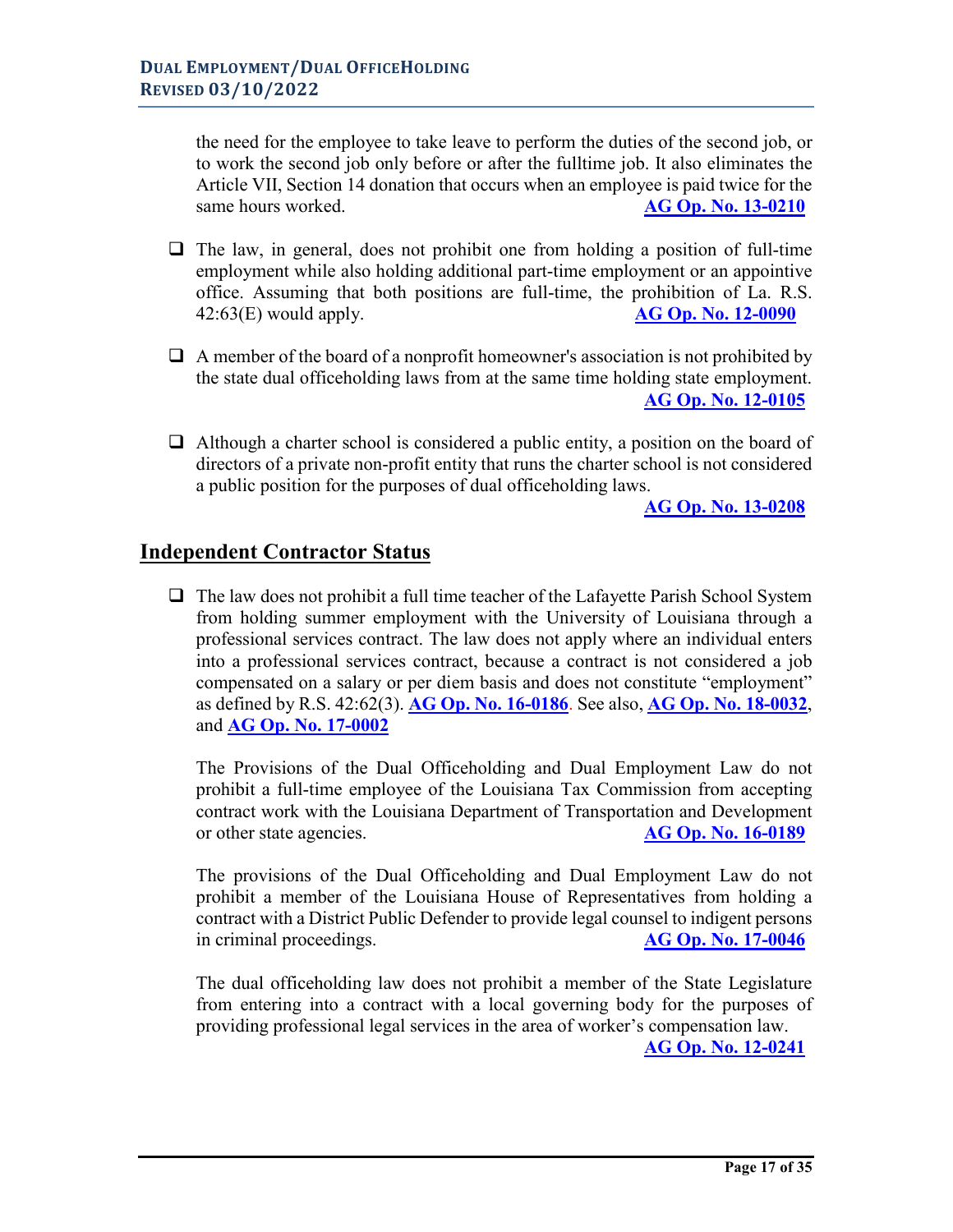the need for the employee to take leave to perform the duties of the second job, or to work the second job only before or after the fulltime job. It also eliminates the Article VII, Section 14 donation that occurs when an employee is paid twice for the same hours worked. **AG Op. No. 13-0210**

- The law, in general, does not prohibit one from holding a position of full-time employment while also holding additional part-time employment or an appointive office. Assuming that both positions are full-time, the prohibition of La. R.S. 42:63(E) would apply. **AG Op. No. 12-0090**

- A member of the board of a nonprofit homeowner's association is not prohibited by the state dual officeholding laws from at the same time holding state employment. **AG Op. No. 12-0105**

- Although a charter school is considered a public entity, a position on the board of directors of a private non-profit entity that runs the charter school is not considered a public position for the purposes of dual officeholding laws. **AG Op. No. 13-0208**

## Independent Contractor Status

- The law does not prohibit a full time teacher of the Lafayette Parish School System from holding summer employment with the University of Louisiana through a professional services contract. The law does not apply where an individual enters into a professional services contract, because a contract is not considered a job compensated on a salary or per diem basis and does not constitute "employment" as defined by R.S. 42:62(3). **AG Op. No. 16-0186**. See also, **AG Op. No. 18-0032**, and **AG Op. No. 17-0002**

  The Provisions of the Dual Officeholding and Dual Employment Law do not prohibit a full-time employee of the Louisiana Tax Commission from accepting contract work with the Louisiana Department of Transportation and Development or other state agencies. **AG Op. No. 16-0189**

  The provisions of the Dual Officeholding and Dual Employment Law do not prohibit a member of the Louisiana House of Representatives from holding a contract with a District Public Defender to provide legal counsel to indigent persons in criminal proceedings. **AG Op. No. 17-0046**

  The dual officeholding law does not prohibit a member of the State Legislature from entering into a contract with a local governing body for the purposes of providing professional legal services in the area of worker's compensation law. **AG Op. No. 12-0241**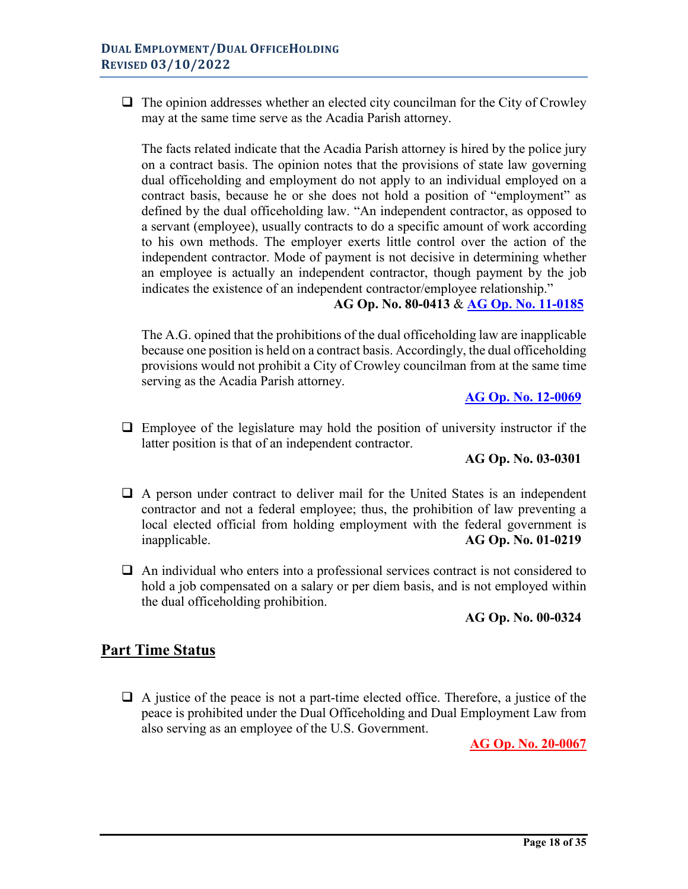- The opinion addresses whether an elected city councilman for the City of Crowley may at the same time serve as the Acadia Parish attorney.

  The facts related indicate that the Acadia Parish attorney is hired by the police jury on a contract basis. The opinion notes that the provisions of state law governing dual officeholding and employment do not apply to an individual employed on a contract basis, because he or she does not hold a position of "employment" as defined by the dual officeholding law. "An independent contractor, as opposed to a servant (employee), usually contracts to do a specific amount of work according to his own methods. The employer exerts little control over the action of the independent contractor. Mode of payment is not decisive in determining whether an employee is actually an independent contractor, though payment by the job indicates the existence of an independent contractor/employee relationship."

  **AG Op. No. 80-0413 & AG Op. No. 11-0185**

  The A.G. opined that the prohibitions of the dual officeholding law are inapplicable because one position is held on a contract basis. Accordingly, the dual officeholding provisions would not prohibit a City of Crowley councilman from at the same time serving as the Acadia Parish attorney.

  **AG Op. No. 12-0069**

- Employee of the legislature may hold the position of university instructor if the latter position is that of an independent contractor.

  **AG Op. No. 03-0301**

- A person under contract to deliver mail for the United States is an independent contractor and not a federal employee; thus, the prohibition of law preventing a local elected official from holding employment with the federal government is inapplicable. **AG Op. No. 01-0219**

- An individual who enters into a professional services contract is not considered to hold a job compensated on a salary or per diem basis, and is not employed within the dual officeholding prohibition.

  **AG Op. No. 00-0324**

## Part Time Status

- A justice of the peace is not a part-time elected office. Therefore, a justice of the peace is prohibited under the Dual Officeholding and Dual Employment Law from also serving as an employee of the U.S. Government.

  **AG Op. No. 20-0067**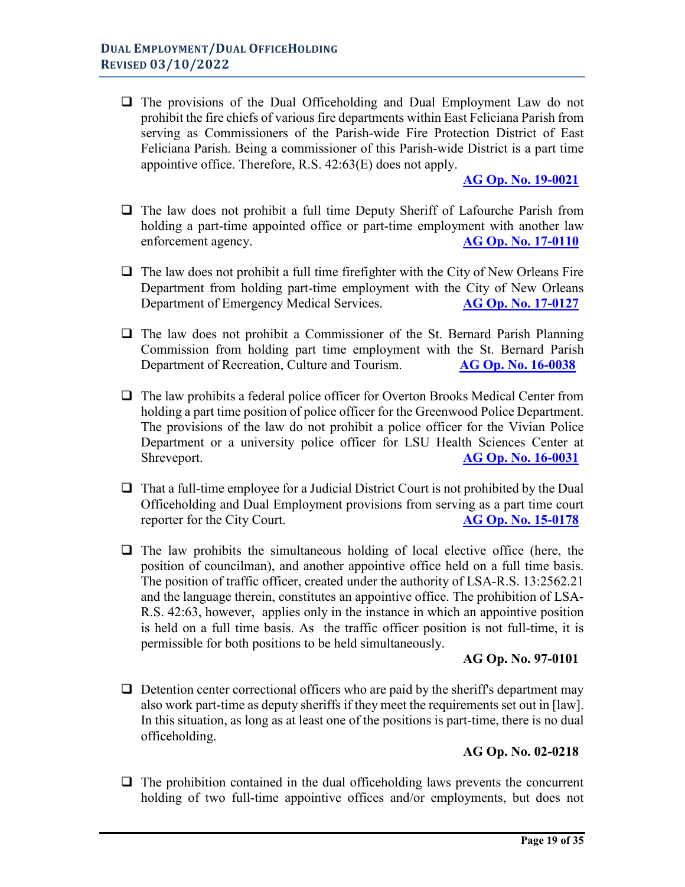- ❑ The provisions of the Dual Officeholding and Dual Employment Law do not prohibit the fire chiefs of various fire departments within East Feliciana Parish from serving as Commissioners of the Parish-wide Fire Protection District of East Feliciana Parish. Being a commissioner of this Parish-wide District is a part time appointive office. Therefore, R.S. 42:63(E) does not apply.

  **AG Op. No. 19-0021**

- ❑ The law does not prohibit a full time Deputy Sheriff of Lafourche Parish from holding a part-time appointed office or part-time employment with another law enforcement agency. **AG Op. No. 17-0110**

- ❑ The law does not prohibit a full time firefighter with the City of New Orleans Fire Department from holding part-time employment with the City of New Orleans Department of Emergency Medical Services. **AG Op. No. 17-0127**

- ❑ The law does not prohibit a Commissioner of the St. Bernard Parish Planning Commission from holding part time employment with the St. Bernard Parish Department of Recreation, Culture and Tourism. **AG Op. No. 16-0038**

- ❑ The law prohibits a federal police officer for Overton Brooks Medical Center from holding a part time position of police officer for the Greenwood Police Department. The provisions of the law do not prohibit a police officer for the Vivian Police Department or a university police officer for LSU Health Sciences Center at Shreveport. **AG Op. No. 16-0031**

- ❑ That a full-time employee for a Judicial District Court is not prohibited by the Dual Officeholding and Dual Employment provisions from serving as a part time court reporter for the City Court. **AG Op. No. 15-0178**

- ❑ The law prohibits the simultaneous holding of local elective office (here, the position of councilman), and another appointive office held on a full time basis. The position of traffic officer, created under the authority of LSA-R.S. 13:2562.21 and the language therein, constitutes an appointive office. The prohibition of LSA-R.S. 42:63, however, applies only in the instance in which an appointive position is held on a full time basis. As the traffic officer position is not full-time, it is permissible for both positions to be held simultaneously.

  **AG Op. No. 97-0101**

- ❑ Detention center correctional officers who are paid by the sheriff's department may also work part-time as deputy sheriffs if they meet the requirements set out in [law]. In this situation, as long as at least one of the positions is part-time, there is no dual officeholding.

  **AG Op. No. 02-0218**

- ❑ The prohibition contained in the dual officeholding laws prevents the concurrent holding of two full-time appointive offices and/or employments, but does not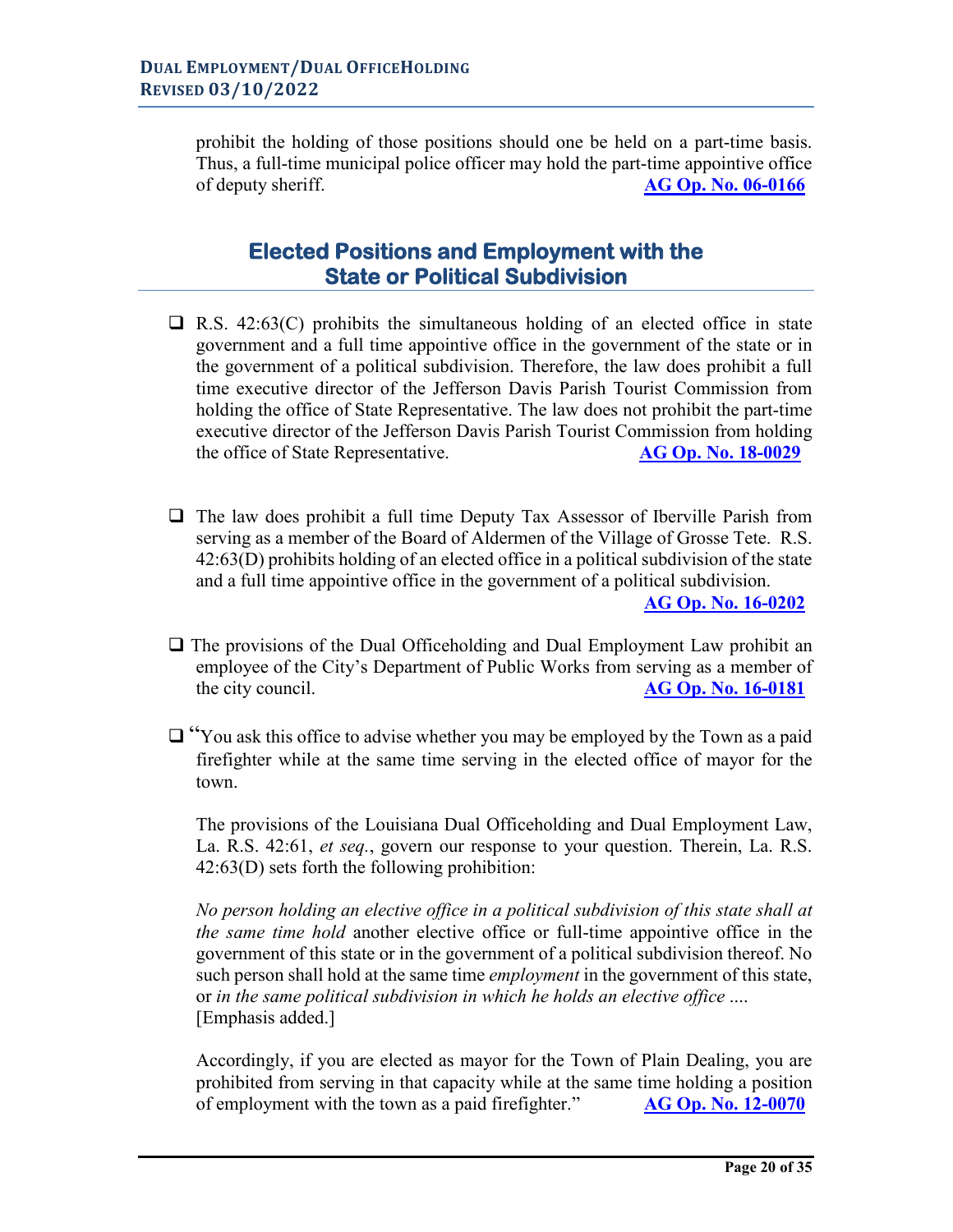prohibit the holding of those positions should one be held on a part-time basis. Thus, a full-time municipal police officer may hold the part-time appointive office of deputy sheriff. **AG Op. No. 06-0166**

## Elected Positions and Employment with the State or Political Subdivision

- R.S. 42:63(C) prohibits the simultaneous holding of an elected office in state government and a full time appointive office in the government of the state or in the government of a political subdivision. Therefore, the law does prohibit a full time executive director of the Jefferson Davis Parish Tourist Commission from holding the office of State Representative. The law does not prohibit the part-time executive director of the Jefferson Davis Parish Tourist Commission from holding the office of State Representative. **AG Op. No. 18-0029**

- The law does prohibit a full time Deputy Tax Assessor of Iberville Parish from serving as a member of the Board of Aldermen of the Village of Grosse Tete. R.S. 42:63(D) prohibits holding of an elected office in a political subdivision of the state and a full time appointive office in the government of a political subdivision. **AG Op. No. 16-0202**

- The provisions of the Dual Officeholding and Dual Employment Law prohibit an employee of the City's Department of Public Works from serving as a member of the city council. **AG Op. No. 16-0181**

- "You ask this office to advise whether you may be employed by the Town as a paid firefighter while at the same time serving in the elected office of mayor for the town.

  The provisions of the Louisiana Dual Officeholding and Dual Employment Law, La. R.S. 42:61, *et seq.*, govern our response to your question. Therein, La. R.S. 42:63(D) sets forth the following prohibition:

  *No person holding an elective office in a political subdivision of this state shall at the same time hold* another elective office or full-time appointive office in the government of this state or in the government of a political subdivision thereof. No such person shall hold at the same time *employment* in the government of this state, or *in the same political subdivision in which he holds an elective office* .... [Emphasis added.]

  Accordingly, if you are elected as mayor for the Town of Plain Dealing, you are prohibited from serving in that capacity while at the same time holding a position of employment with the town as a paid firefighter." **AG Op. No. 12-0070**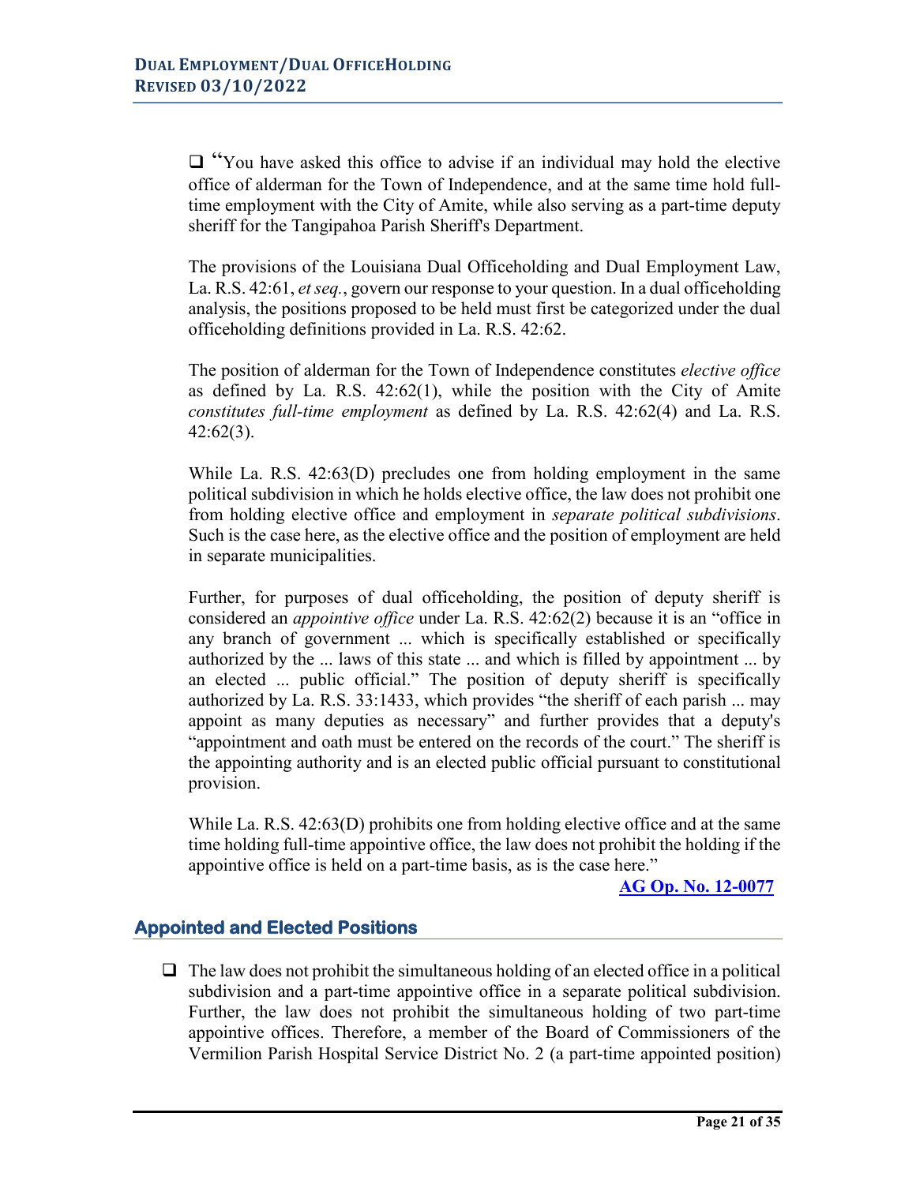- "You have asked this office to advise if an individual may hold the elective office of alderman for the Town of Independence, and at the same time hold full-time employment with the City of Amite, while also serving as a part-time deputy sheriff for the Tangipahoa Parish Sheriff's Department.

  The provisions of the Louisiana Dual Officeholding and Dual Employment Law, La. R.S. 42:61, *et seq.*, govern our response to your question. In a dual officeholding analysis, the positions proposed to be held must first be categorized under the dual officeholding definitions provided in La. R.S. 42:62.

  The position of alderman for the Town of Independence constitutes *elective office* as defined by La. R.S. 42:62(1), while the position with the City of Amite *constitutes full-time employment* as defined by La. R.S. 42:62(4) and La. R.S. 42:62(3).

  While La. R.S. 42:63(D) precludes one from holding employment in the same political subdivision in which he holds elective office, the law does not prohibit one from holding elective office and employment in *separate political subdivisions*. Such is the case here, as the elective office and the position of employment are held in separate municipalities.

  Further, for purposes of dual officeholding, the position of deputy sheriff is considered an *appointive office* under La. R.S. 42:62(2) because it is an "office in any branch of government ... which is specifically established or specifically authorized by the ... laws of this state ... and which is filled by appointment ... by an elected ... public official." The position of deputy sheriff is specifically authorized by La. R.S. 33:1433, which provides "the sheriff of each parish ... may appoint as many deputies as necessary" and further provides that a deputy's "appointment and oath must be entered on the records of the court." The sheriff is the appointing authority and is an elected public official pursuant to constitutional provision.

  While La. R.S. 42:63(D) prohibits one from holding elective office and at the same time holding full-time appointive office, the law does not prohibit the holding if the appointive office is held on a part-time basis, as is the case here."

  **AG Op. No. 12-0077**

## Appointed and Elected Positions

- The law does not prohibit the simultaneous holding of an elected office in a political subdivision and a part-time appointive office in a separate political subdivision. Further, the law does not prohibit the simultaneous holding of two part-time appointive offices. Therefore, a member of the Board of Commissioners of the Vermilion Parish Hospital Service District No. 2 (a part-time appointed position)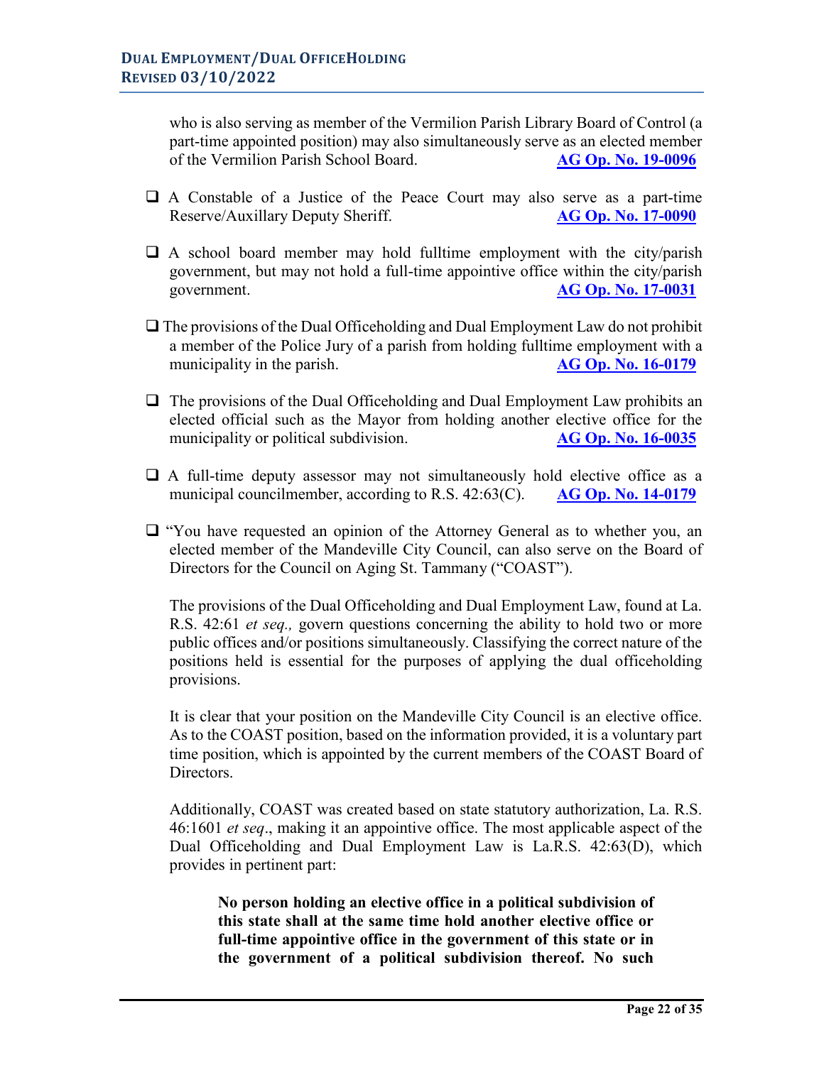who is also serving as member of the Vermilion Parish Library Board of Control (a part-time appointed position) may also simultaneously serve as an elected member of the Vermilion Parish School Board. **AG Op. No. 19-0096**

- ❑ A Constable of a Justice of the Peace Court may also serve as a part-time Reserve/Auxillary Deputy Sheriff. **AG Op. No. 17-0090**

- ❑ A school board member may hold fulltime employment with the city/parish government, but may not hold a full-time appointive office within the city/parish government. **AG Op. No. 17-0031**

- ❑ The provisions of the Dual Officeholding and Dual Employment Law do not prohibit a member of the Police Jury of a parish from holding fulltime employment with a municipality in the parish. **AG Op. No. 16-0179**

- ❑ The provisions of the Dual Officeholding and Dual Employment Law prohibits an elected official such as the Mayor from holding another elective office for the municipality or political subdivision. **AG Op. No. 16-0035**

- ❑ A full-time deputy assessor may not simultaneously hold elective office as a municipal councilmember, according to R.S. 42:63(C). **AG Op. No. 14-0179**

- ❑ "You have requested an opinion of the Attorney General as to whether you, an elected member of the Mandeville City Council, can also serve on the Board of Directors for the Council on Aging St. Tammany ("COAST").

  The provisions of the Dual Officeholding and Dual Employment Law, found at La. R.S. 42:61 *et seq.,* govern questions concerning the ability to hold two or more public offices and/or positions simultaneously. Classifying the correct nature of the positions held is essential for the purposes of applying the dual officeholding provisions.

  It is clear that your position on the Mandeville City Council is an elective office. As to the COAST position, based on the information provided, it is a voluntary part time position, which is appointed by the current members of the COAST Board of Directors.

  Additionally, COAST was created based on state statutory authorization, La. R.S. 46:1601 *et seq*., making it an appointive office. The most applicable aspect of the Dual Officeholding and Dual Employment Law is La.R.S. 42:63(D), which provides in pertinent part:

  > **No person holding an elective office in a political subdivision of this state shall at the same time hold another elective office or full-time appointive office in the government of this state or in the government of a political subdivision thereof. No such**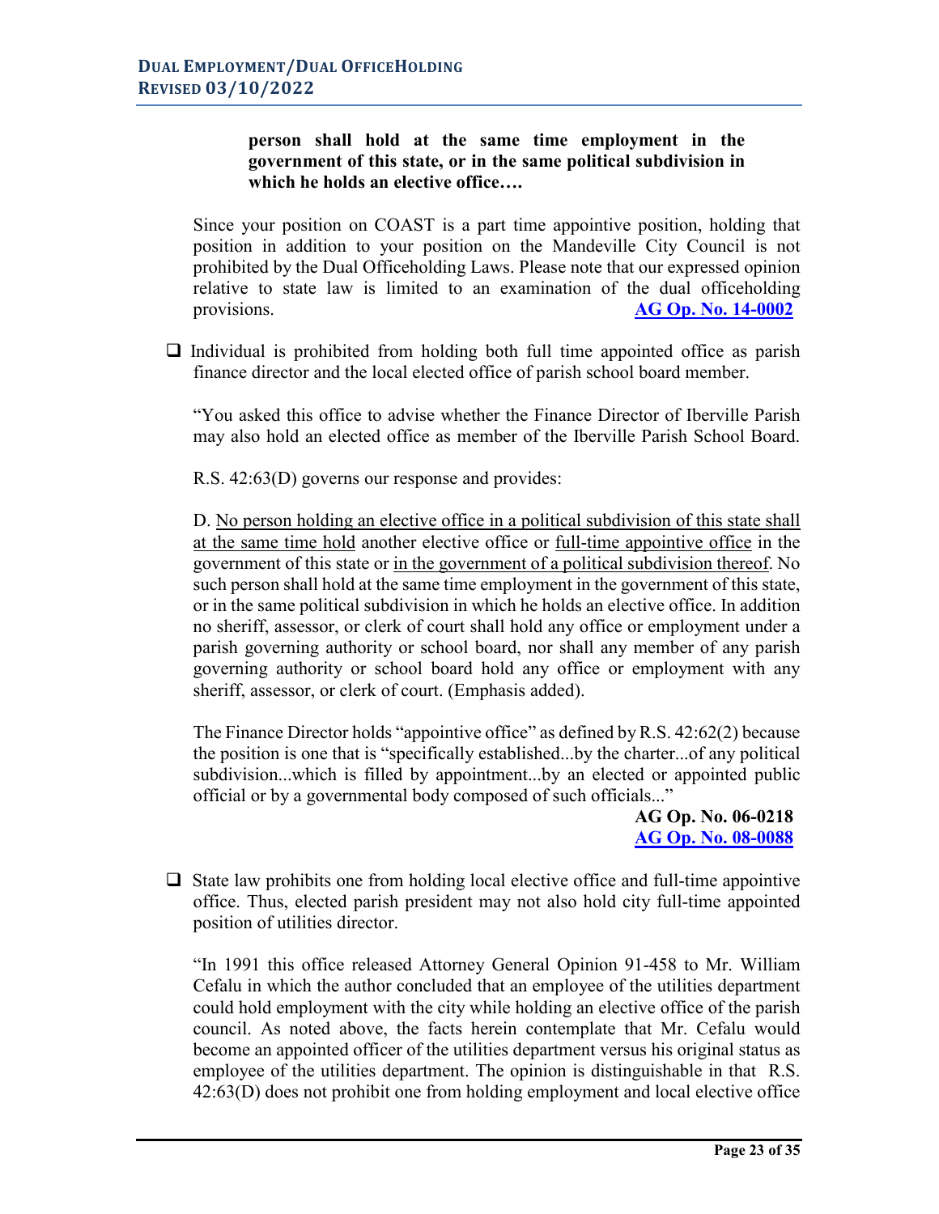> **person shall hold at the same time employment in the government of this state, or in the same political subdivision in which he holds an elective office….**

Since your position on COAST is a part time appointive position, holding that position in addition to your position on the Mandeville City Council is not prohibited by the Dual Officeholding Laws. Please note that our expressed opinion relative to state law is limited to an examination of the dual officeholding provisions. **AG Op. No. 14-0002**

- ❑ Individual is prohibited from holding both full time appointed office as parish finance director and the local elected office of parish school board member.

  "You asked this office to advise whether the Finance Director of Iberville Parish may also hold an elective office as member of the Iberville Parish School Board.

  R.S. 42:63(D) governs our response and provides:

  D. <u>No person holding an elective office in a political subdivision of this state shall at the same time hold</u> another elective office or <u>full-time appointive office</u> in the government of this state or <u>in the government of a political subdivision thereof</u>. No such person shall hold at the same time employment in the government of this state, or in the same political subdivision in which he holds an elective office. In addition no sheriff, assessor, or clerk of court shall hold any office or employment under a parish governing authority or school board, nor shall any member of any parish governing authority or school board hold any office or employment with any sheriff, assessor, or clerk of court. (Emphasis added).

  The Finance Director holds "appointive office" as defined by R.S. 42:62(2) because the position is one that is "specifically established...by the charter...of any political subdivision...which is filled by appointment...by an elected or appointed public official or by a governmental body composed of such officials..."

  **AG Op. No. 06-0218**
  **AG Op. No. 08-0088**

- ❑ State law prohibits one from holding local elective office and full-time appointive office. Thus, elected parish president may not also hold city full-time appointed position of utilities director.

  "In 1991 this office released Attorney General Opinion 91-458 to Mr. William Cefalu in which the author concluded that an employee of the utilities department could hold employment with the city while holding an elective office of the parish council. As noted above, the facts herein contemplate that Mr. Cefalu would become an appointed officer of the utilities department versus his original status as employee of the utilities department. The opinion is distinguishable in that R.S. 42:63(D) does not prohibit one from holding employment and local elective office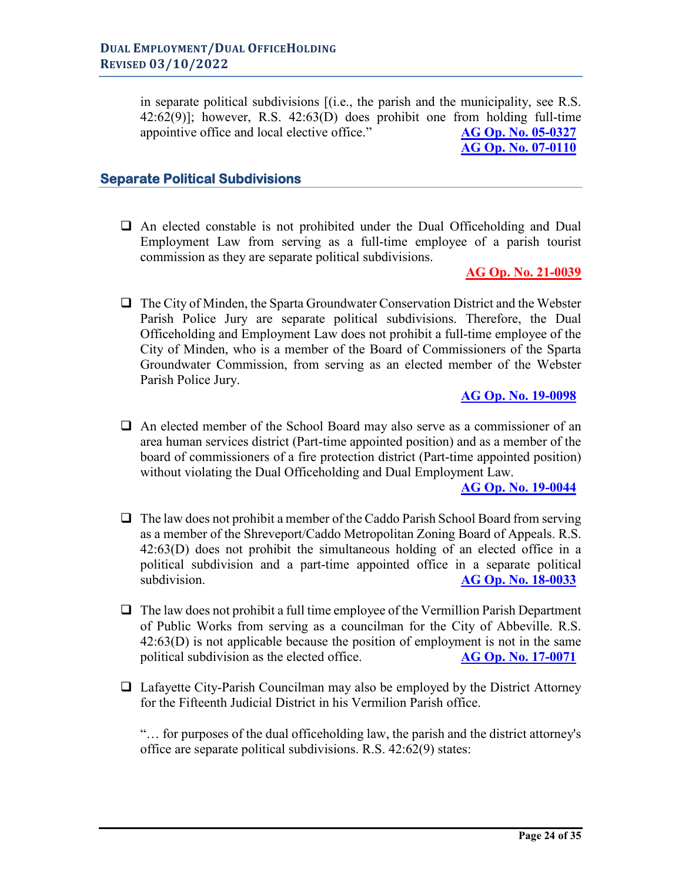in separate political subdivisions [(i.e., the parish and the municipality, see R.S. 42:62(9)]; however, R.S. 42:63(D) does prohibit one from holding full-time appointive office and local elective office." **AG Op. No. 05-0327** **AG Op. No. 07-0110**

## Separate Political Subdivisions

- An elected constable is not prohibited under the Dual Officeholding and Dual Employment Law from serving as a full-time employee of a parish tourist commission as they are separate political subdivisions.

  **AG Op. No. 21-0039**

- The City of Minden, the Sparta Groundwater Conservation District and the Webster Parish Police Jury are separate political subdivisions. Therefore, the Dual Officeholding and Employment Law does not prohibit a full-time employee of the City of Minden, who is a member of the Board of Commissioners of the Sparta Groundwater Commission, from serving as an elected member of the Webster Parish Police Jury.

  **AG Op. No. 19-0098**

- An elected member of the School Board may also serve as a commissioner of an area human services district (Part-time appointed position) and as a member of the board of commissioners of a fire protection district (Part-time appointed position) without violating the Dual Officeholding and Dual Employment Law.

  **AG Op. No. 19-0044**

- The law does not prohibit a member of the Caddo Parish School Board from serving as a member of the Shreveport/Caddo Metropolitan Zoning Board of Appeals. R.S. 42:63(D) does not prohibit the simultaneous holding of an elected office in a political subdivision and a part-time appointed office in a separate political subdivision. **AG Op. No. 18-0033**

- The law does not prohibit a full time employee of the Vermillion Parish Department of Public Works from serving as a councilman for the City of Abbeville. R.S. 42:63(D) is not applicable because the position of employment is not in the same political subdivision as the elected office. **AG Op. No. 17-0071**

- Lafayette City-Parish Councilman may also be employed by the District Attorney for the Fifteenth Judicial District in his Vermilion Parish office.

  "… for purposes of the dual officeholding law, the parish and the district attorney's office are separate political subdivisions. R.S. 42:62(9) states: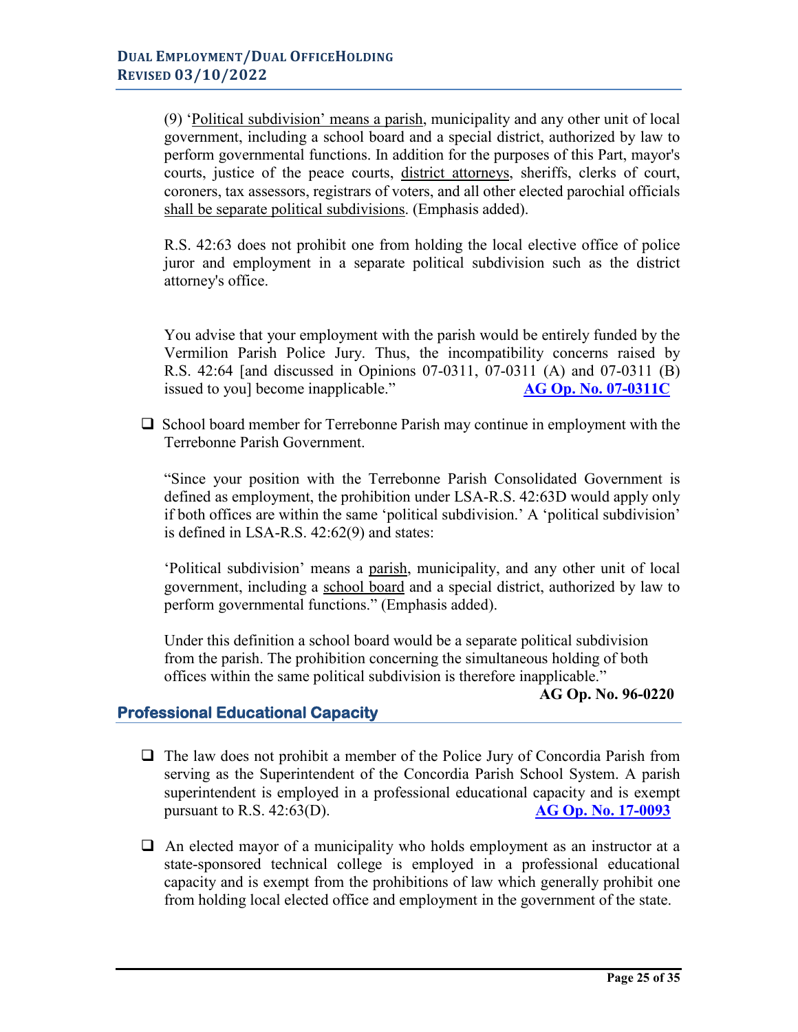(9) 'Political subdivision' means a parish, municipality and any other unit of local government, including a school board and a special district, authorized by law to perform governmental functions. In addition for the purposes of this Part, mayor's courts, justice of the peace courts, district attorneys, sheriffs, clerks of court, coroners, tax assessors, registrars of voters, and all other elected parochial officials shall be separate political subdivisions. (Emphasis added).

R.S. 42:63 does not prohibit one from holding the local elective office of police juror and employment in a separate political subdivision such as the district attorney's office.

You advise that your employment with the parish would be entirely funded by the Vermilion Parish Police Jury. Thus, the incompatibility concerns raised by R.S. 42:64 [and discussed in Opinions 07-0311, 07-0311 (A) and 07-0311 (B) issued to you] become inapplicable." **AG Op. No. 07-0311C**

- ☐ School board member for Terrebonne Parish may continue in employment with the Terrebonne Parish Government.

  "Since your position with the Terrebonne Parish Consolidated Government is defined as employment, the prohibition under LSA-R.S. 42:63D would apply only if both offices are within the same 'political subdivision.' A 'political subdivision' is defined in LSA-R.S. 42:62(9) and states:

  'Political subdivision' means a parish, municipality, and any other unit of local government, including a school board and a special district, authorized by law to perform governmental functions." (Emphasis added).

  Under this definition a school board would be a separate political subdivision from the parish. The prohibition concerning the simultaneous holding of both offices within the same political subdivision is therefore inapplicable."

  **AG Op. No. 96-0220**

## Professional Educational Capacity

- ☐ The law does not prohibit a member of the Police Jury of Concordia Parish from serving as the Superintendent of the Concordia Parish School System. A parish superintendent is employed in a professional educational capacity and is exempt pursuant to R.S. 42:63(D). **AG Op. No. 17-0093**

- ☐ An elected mayor of a municipality who holds employment as an instructor at a state-sponsored technical college is employed in a professional educational capacity and is exempt from the prohibitions of law which generally prohibit one from holding local elected office and employment in the government of the state.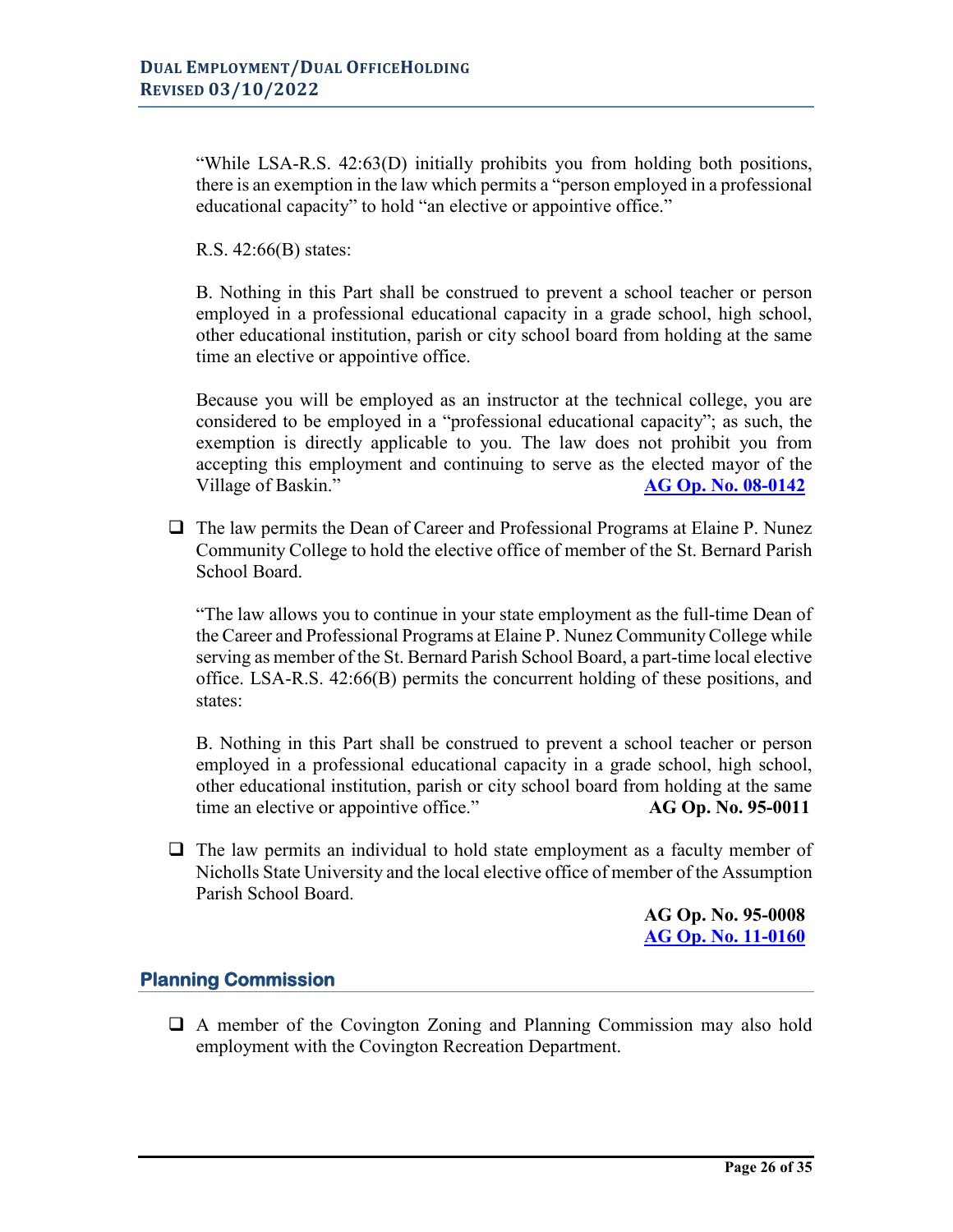"While LSA-R.S. 42:63(D) initially prohibits you from holding both positions, there is an exemption in the law which permits a "person employed in a professional educational capacity" to hold "an elective or appointive office."

R.S. 42:66(B) states:

B. Nothing in this Part shall be construed to prevent a school teacher or person employed in a professional educational capacity in a grade school, high school, other educational institution, parish or city school board from holding at the same time an elective or appointive office.

Because you will be employed as an instructor at the technical college, you are considered to be employed in a "professional educational capacity"; as such, the exemption is directly applicable to you. The law does not prohibit you from accepting this employment and continuing to serve as the elected mayor of the Village of Baskin." **AG Op. No. 08-0142**

- ❑ The law permits the Dean of Career and Professional Programs at Elaine P. Nunez Community College to hold the elective office of member of the St. Bernard Parish School Board.

  "The law allows you to continue in your state employment as the full-time Dean of the Career and Professional Programs at Elaine P. Nunez Community College while serving as member of the St. Bernard Parish School Board, a part-time local elective office. LSA-R.S. 42:66(B) permits the concurrent holding of these positions, and states:

  B. Nothing in this Part shall be construed to prevent a school teacher or person employed in a professional educational capacity in a grade school, high school, other educational institution, parish or city school board from holding at the same time an elective or appointive office." **AG Op. No. 95-0011**

- ❑ The law permits an individual to hold state employment as a faculty member of Nicholls State University and the local elective office of member of the Assumption Parish School Board.

  **AG Op. No. 95-0008**
  **AG Op. No. 11-0160**

## Planning Commission

- ❑ A member of the Covington Zoning and Planning Commission may also hold employment with the Covington Recreation Department.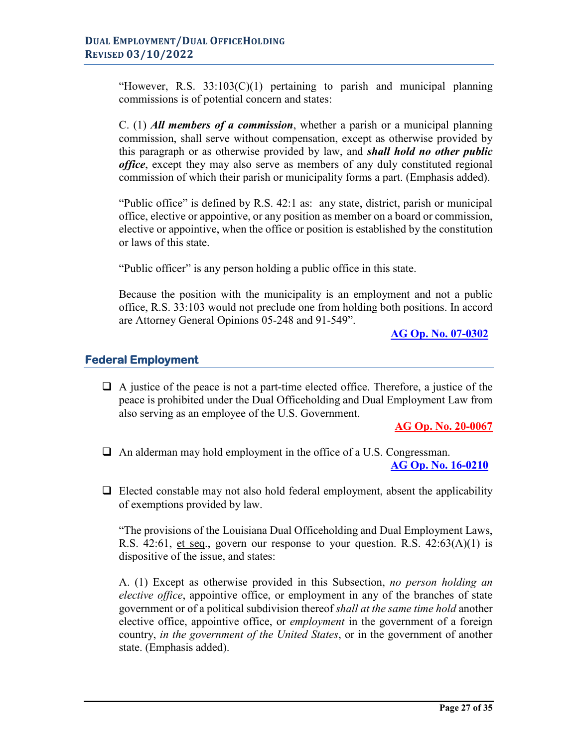"However, R.S. 33:103(C)(1) pertaining to parish and municipal planning commissions is of potential concern and states:

C. (1) ***All members of a commission***, whether a parish or a municipal planning commission, shall serve without compensation, except as otherwise provided by this paragraph or as otherwise provided by law, and ***shall hold no other public office***, except they may also serve as members of any duly constituted regional commission of which their parish or municipality forms a part. (Emphasis added).

"Public office" is defined by R.S. 42:1 as: any state, district, parish or municipal office, elective or appointive, or any position as member on a board or commission, elective or appointive, when the office or position is established by the constitution or laws of this state.

"Public officer" is any person holding a public office in this state.

Because the position with the municipality is an employment and not a public office, R.S. 33:103 would not preclude one from holding both positions. In accord are Attorney General Opinions 05-248 and 91-549".

**AG Op. No. 07-0302**

## Federal Employment

- A justice of the peace is not a part-time elected office. Therefore, a justice of the peace is prohibited under the Dual Officeholding and Dual Employment Law from also serving as an employee of the U.S. Government.

  **AG Op. No. 20-0067**

- An alderman may hold employment in the office of a U.S. Congressman.

  **AG Op. No. 16-0210**

- Elected constable may not also hold federal employment, absent the applicability of exemptions provided by law.

  "The provisions of the Louisiana Dual Officeholding and Dual Employment Laws, R.S. 42:61, et seq., govern our response to your question. R.S. 42:63(A)(1) is dispositive of the issue, and states:

  A. (1) Except as otherwise provided in this Subsection, *no person holding an elective office*, appointive office, or employment in any of the branches of state government or of a political subdivision thereof *shall at the same time hold* another elective office, appointive office, or *employment* in the government of a foreign country, *in the government of the United States*, or in the government of another state. (Emphasis added).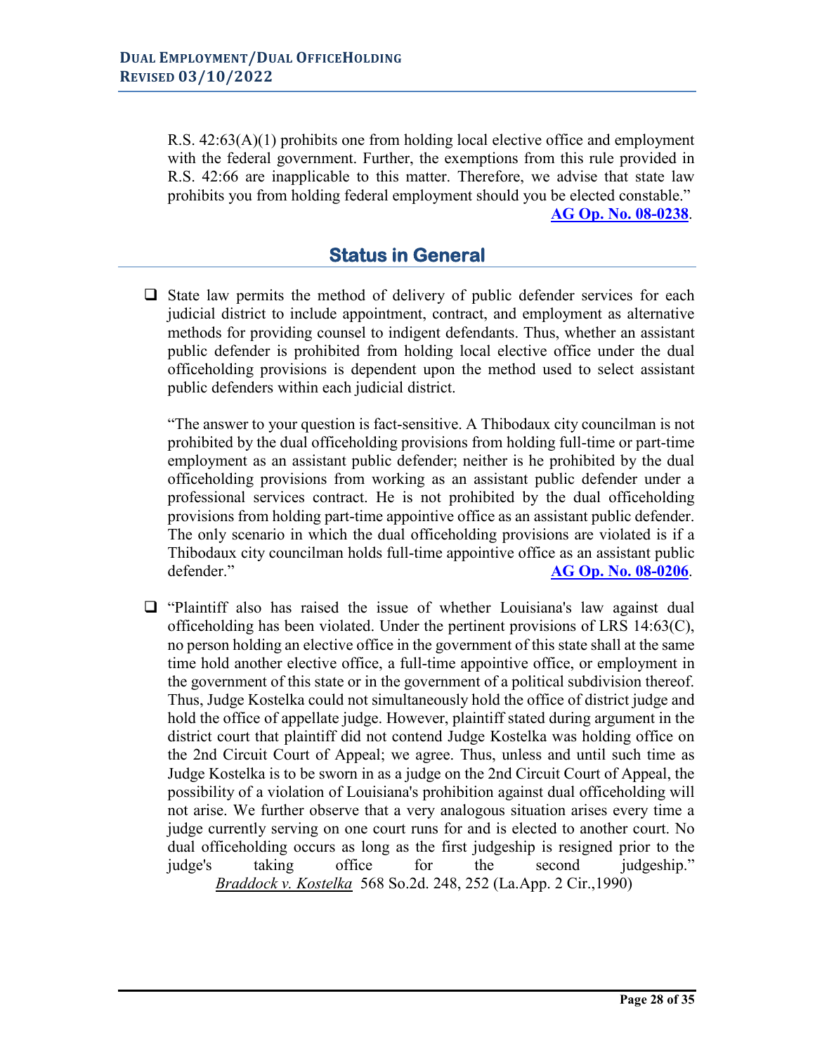R.S. 42:63(A)(1) prohibits one from holding local elective office and employment with the federal government. Further, the exemptions from this rule provided in R.S. 42:66 are inapplicable to this matter. Therefore, we advise that state law prohibits you from holding federal employment should you be elected constable."
**AG Op. No. 08-0238**.

## Status in General

- State law permits the method of delivery of public defender services for each judicial district to include appointment, contract, and employment as alternative methods for providing counsel to indigent defendants. Thus, whether an assistant public defender is prohibited from holding local elective office under the dual officeholding provisions is dependent upon the method used to select assistant public defenders within each judicial district.

  "The answer to your question is fact-sensitive. A Thibodaux city councilman is not prohibited by the dual officeholding provisions from holding full-time or part-time employment as an assistant public defender; neither is he prohibited by the dual officeholding provisions from working as an assistant public defender under a professional services contract. He is not prohibited by the dual officeholding provisions from holding part-time appointive office as an assistant public defender. The only scenario in which the dual officeholding provisions are violated is if a Thibodaux city councilman holds full-time appointive office as an assistant public defender." **AG Op. No. 08-0206**.

- "Plaintiff also has raised the issue of whether Louisiana's law against dual officeholding has been violated. Under the pertinent provisions of LRS 14:63(C), no person holding an elective office in the government of this state shall at the same time hold another elective office, a full-time appointive office, or employment in the government of this state or in the government of a political subdivision thereof. Thus, Judge Kostelka could not simultaneously hold the office of district judge and hold the office of appellate judge. However, plaintiff stated during argument in the district court that plaintiff did not contend Judge Kostelka was holding office on the 2nd Circuit Court of Appeal; we agree. Thus, unless and until such time as Judge Kostelka is to be sworn in as a judge on the 2nd Circuit Court of Appeal, the possibility of a violation of Louisiana's prohibition against dual officeholding will not arise. We further observe that a very analogous situation arises every time a judge currently serving on one court runs for and is elected to another court. No dual officeholding occurs as long as the first judgeship is resigned prior to the judge's taking office for the second judgeship."
  *Braddock v. Kostelka* 568 So.2d. 248, 252 (La.App. 2 Cir.,1990)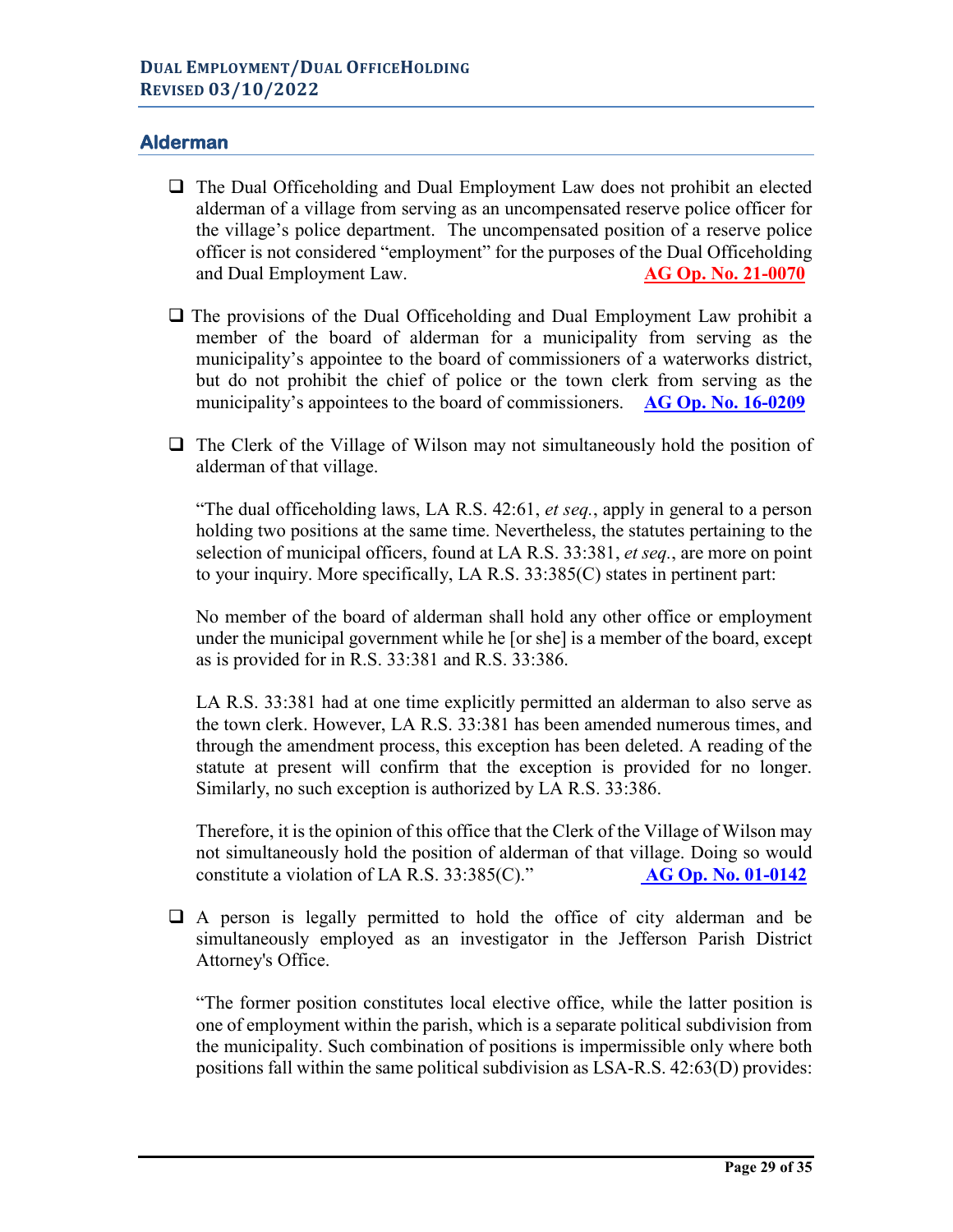## Alderman

- The Dual Officeholding and Dual Employment Law does not prohibit an elected alderman of a village from serving as an uncompensated reserve police officer for the village's police department. The uncompensated position of a reserve police officer is not considered "employment" for the purposes of the Dual Officeholding and Dual Employment Law. **AG Op. No. 21-0070**

- The provisions of the Dual Officeholding and Dual Employment Law prohibit a member of the board of alderman for a municipality from serving as the municipality's appointee to the board of commissioners of a waterworks district, but do not prohibit the chief of police or the town clerk from serving as the municipality's appointees to the board of commissioners. **AG Op. No. 16-0209**

- The Clerk of the Village of Wilson may not simultaneously hold the position of alderman of that village.

  "The dual officeholding laws, LA R.S. 42:61, *et seq.*, apply in general to a person holding two positions at the same time. Nevertheless, the statutes pertaining to the selection of municipal officers, found at LA R.S. 33:381, *et seq.*, are more on point to your inquiry. More specifically, LA R.S. 33:385(C) states in pertinent part:

  No member of the board of alderman shall hold any other office or employment under the municipal government while he [or she] is a member of the board, except as is provided for in R.S. 33:381 and R.S. 33:386.

  LA R.S. 33:381 had at one time explicitly permitted an alderman to also serve as the town clerk. However, LA R.S. 33:381 has been amended numerous times, and through the amendment process, this exception has been deleted. A reading of the statute at present will confirm that the exception is provided for no longer. Similarly, no such exception is authorized by LA R.S. 33:386.

  Therefore, it is the opinion of this office that the Clerk of the Village of Wilson may not simultaneously hold the position of alderman of that village. Doing so would constitute a violation of LA R.S. 33:385(C)." **AG Op. No. 01-0142**

- A person is legally permitted to hold the office of city alderman and be simultaneously employed as an investigator in the Jefferson Parish District Attorney's Office.

  "The former position constitutes local elective office, while the latter position is one of employment within the parish, which is a separate political subdivision from the municipality. Such combination of positions is impermissible only where both positions fall within the same political subdivision as LSA-R.S. 42:63(D) provides: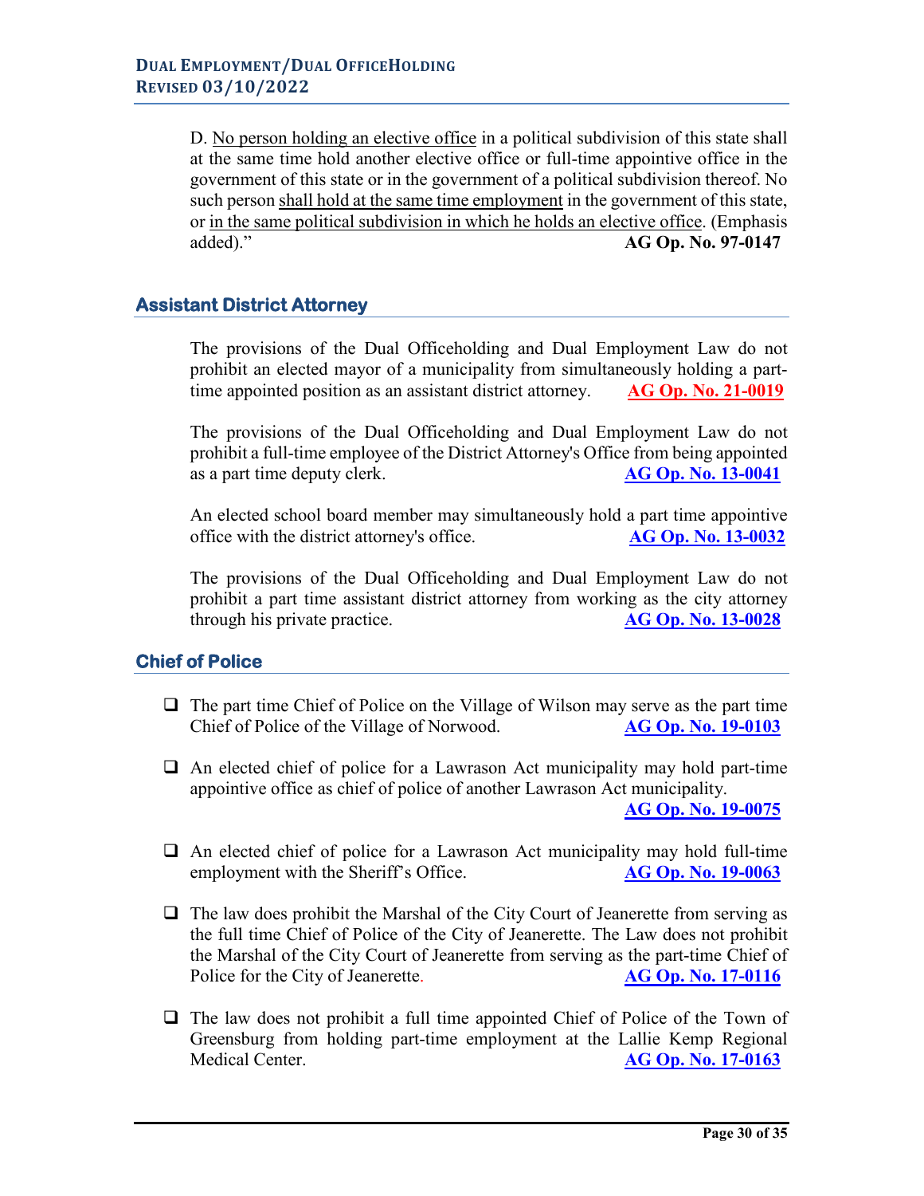D. <u>No person holding an elective office</u> in a political subdivision of this state shall at the same time hold another elective office or full-time appointive office in the government of this state or in the government of a political subdivision thereof. No such person <u>shall hold at the same time employment</u> in the government of this state, or <u>in the same political subdivision in which he holds an elective office</u>. (Emphasis added)." **AG Op. No. 97-0147**

## Assistant District Attorney

The provisions of the Dual Officeholding and Dual Employment Law do not prohibit an elected mayor of a municipality from simultaneously holding a part-time appointed position as an assistant district attorney. **AG Op. No. 21-0019**

The provisions of the Dual Officeholding and Dual Employment Law do not prohibit a full-time employee of the District Attorney's Office from being appointed as a part time deputy clerk. **AG Op. No. 13-0041**

An elected school board member may simultaneously hold a part time appointive office with the district attorney's office. **AG Op. No. 13-0032**

The provisions of the Dual Officeholding and Dual Employment Law do not prohibit a part time assistant district attorney from working as the city attorney through his private practice. **AG Op. No. 13-0028**

## Chief of Police

- The part time Chief of Police on the Village of Wilson may serve as the part time Chief of Police of the Village of Norwood. **AG Op. No. 19-0103**
- An elected chief of police for a Lawrason Act municipality may hold part-time appointive office as chief of police of another Lawrason Act municipality. **AG Op. No. 19-0075**
- An elected chief of police for a Lawrason Act municipality may hold full-time employment with the Sheriff's Office. **AG Op. No. 19-0063**
- The law does prohibit the Marshal of the City Court of Jeanerette from serving as the full time Chief of Police of the City of Jeanerette. The Law does not prohibit the Marshal of the City Court of Jeanerette from serving as the part-time Chief of Police for the City of Jeanerette. **AG Op. No. 17-0116**
- The law does not prohibit a full time appointed Chief of Police of the Town of Greensburg from holding part-time employment at the Lallie Kemp Regional Medical Center. **AG Op. No. 17-0163**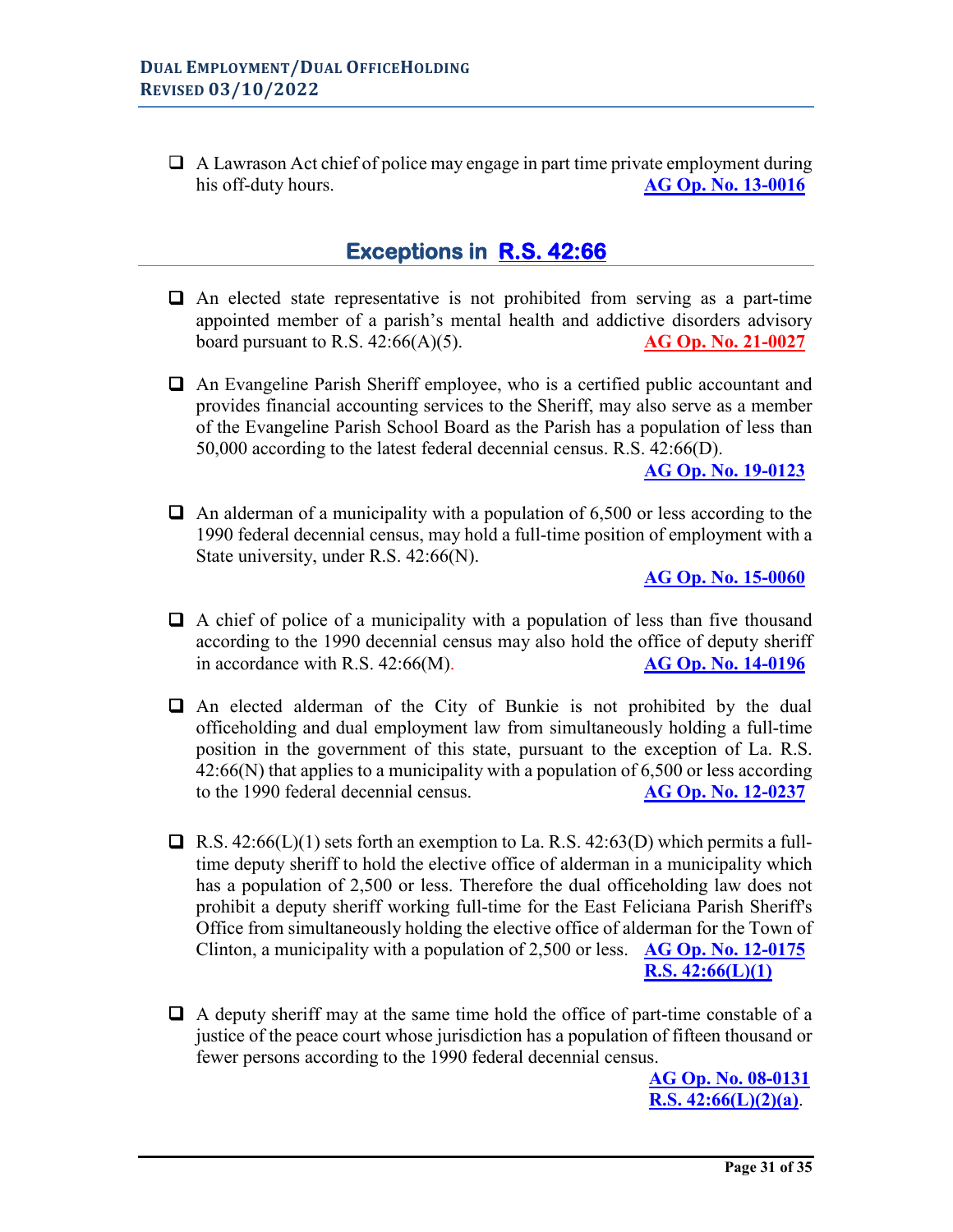- ❑ A Lawrason Act chief of police may engage in part time private employment during his off-duty hours. **AG Op. No. 13-0016**

## Exceptions in R.S. 42:66

- ❑ An elected state representative is not prohibited from serving as a part-time appointed member of a parish's mental health and addictive disorders advisory board pursuant to R.S. 42:66(A)(5). **AG Op. No. 21-0027**

- ❑ An Evangeline Parish Sheriff employee, who is a certified public accountant and provides financial accounting services to the Sheriff, may also serve as a member of the Evangeline Parish School Board as the Parish has a population of less than 50,000 according to the latest federal decennial census. R.S. 42:66(D). **AG Op. No. 19-0123**

- ❑ An alderman of a municipality with a population of 6,500 or less according to the 1990 federal decennial census, may hold a full-time position of employment with a State university, under R.S. 42:66(N). **AG Op. No. 15-0060**

- ❑ A chief of police of a municipality with a population of less than five thousand according to the 1990 decennial census may also hold the office of deputy sheriff in accordance with R.S. 42:66(M). **AG Op. No. 14-0196**

- ❑ An elected alderman of the City of Bunkie is not prohibited by the dual officeholding and dual employment law from simultaneously holding a full-time position in the government of this state, pursuant to the exception of La. R.S. 42:66(N) that applies to a municipality with a population of 6,500 or less according to the 1990 federal decennial census. **AG Op. No. 12-0237**

- ❑ R.S. 42:66(L)(1) sets forth an exemption to La. R.S. 42:63(D) which permits a full-time deputy sheriff to hold the elective office of alderman in a municipality which has a population of 2,500 or less. Therefore the dual officeholding law does not prohibit a deputy sheriff working full-time for the East Feliciana Parish Sheriff's Office from simultaneously holding the elective office of alderman for the Town of Clinton, a municipality with a population of 2,500 or less. **AG Op. No. 12-0175** **R.S. 42:66(L)(1)**

- ❑ A deputy sheriff may at the same time hold the office of part-time constable of a justice of the peace court whose jurisdiction has a population of fifteen thousand or fewer persons according to the 1990 federal decennial census. **AG Op. No. 08-0131** **R.S. 42:66(L)(2)(a)**.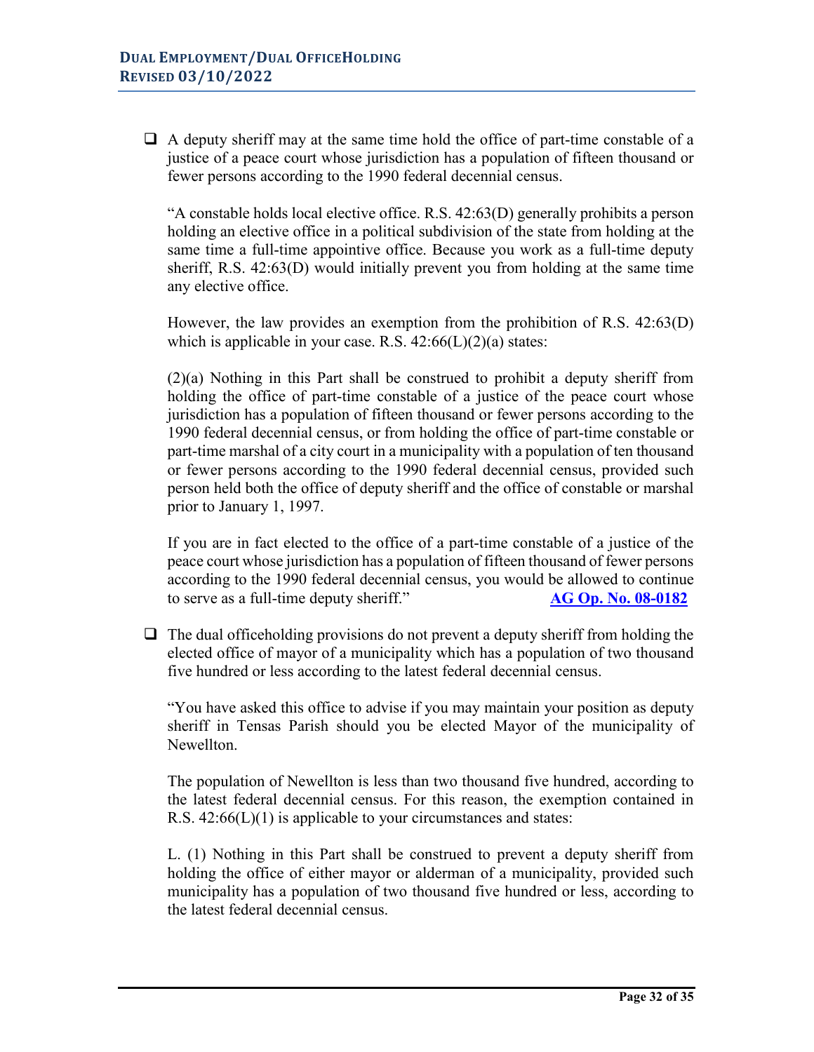- A deputy sheriff may at the same time hold the office of part-time constable of a justice of a peace court whose jurisdiction has a population of fifteen thousand or fewer persons according to the 1990 federal decennial census.

  "A constable holds local elective office. R.S. 42:63(D) generally prohibits a person holding an elective office in a political subdivision of the state from holding at the same time a full-time appointive office. Because you work as a full-time deputy sheriff, R.S. 42:63(D) would initially prevent you from holding at the same time any elective office.

  However, the law provides an exemption from the prohibition of R.S. 42:63(D) which is applicable in your case. R.S. 42:66(L)(2)(a) states:

  (2)(a) Nothing in this Part shall be construed to prohibit a deputy sheriff from holding the office of part-time constable of a justice of the peace court whose jurisdiction has a population of fifteen thousand or fewer persons according to the 1990 federal decennial census, or from holding the office of part-time constable or part-time marshal of a city court in a municipality with a population of ten thousand or fewer persons according to the 1990 federal decennial census, provided such person held both the office of deputy sheriff and the office of constable or marshal prior to January 1, 1997.

  If you are in fact elected to the office of a part-time constable of a justice of the peace court whose jurisdiction has a population of fifteen thousand of fewer persons according to the 1990 federal decennial census, you would be allowed to continue to serve as a full-time deputy sheriff." **AG Op. No. 08-0182**

- The dual officeholding provisions do not prevent a deputy sheriff from holding the elected office of mayor of a municipality which has a population of two thousand five hundred or less according to the latest federal decennial census.

  "You have asked this office to advise if you may maintain your position as deputy sheriff in Tensas Parish should you be elected Mayor of the municipality of Newellton.

  The population of Newellton is less than two thousand five hundred, according to the latest federal decennial census. For this reason, the exemption contained in R.S. 42:66(L)(1) is applicable to your circumstances and states:

  L. (1) Nothing in this Part shall be construed to prevent a deputy sheriff from holding the office of either mayor or alderman of a municipality, provided such municipality has a population of two thousand five hundred or less, according to the latest federal decennial census.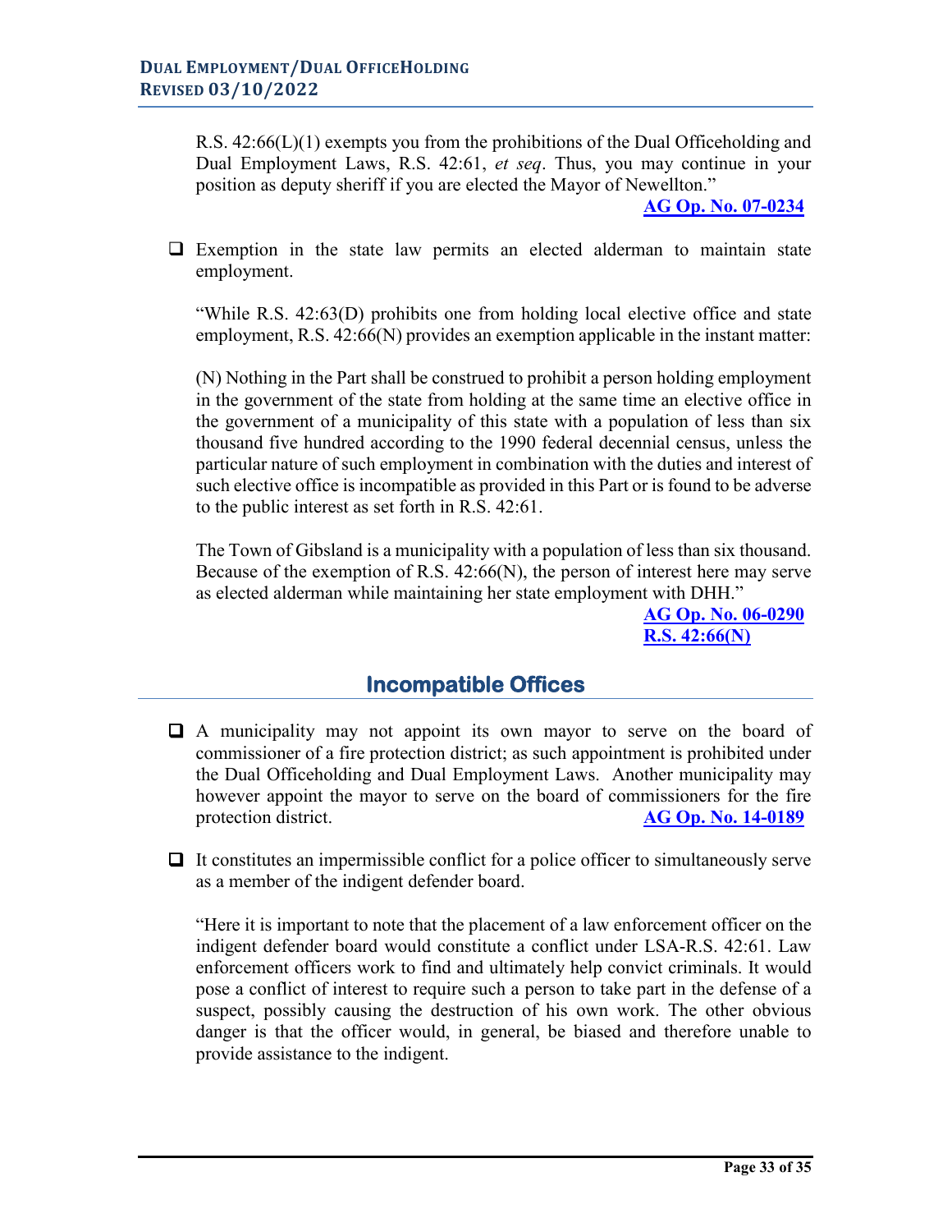R.S. 42:66(L)(1) exempts you from the prohibitions of the Dual Officeholding and Dual Employment Laws, R.S. 42:61, *et seq*. Thus, you may continue in your position as deputy sheriff if you are elected the Mayor of Newellton."

**AG Op. No. 07-0234**

- Exemption in the state law permits an elected alderman to maintain state employment.

  "While R.S. 42:63(D) prohibits one from holding local elective office and state employment, R.S. 42:66(N) provides an exemption applicable in the instant matter:

  (N) Nothing in the Part shall be construed to prohibit a person holding employment in the government of the state from holding at the same time an elective office in the government of a municipality of this state with a population of less than six thousand five hundred according to the 1990 federal decennial census, unless the particular nature of such employment in combination with the duties and interest of such elective office is incompatible as provided in this Part or is found to be adverse to the public interest as set forth in R.S. 42:61.

  The Town of Gibsland is a municipality with a population of less than six thousand. Because of the exemption of R.S. 42:66(N), the person of interest here may serve as elected alderman while maintaining her state employment with DHH."

  **AG Op. No. 06-0290**
  **R.S. 42:66(N)**

## Incompatible Offices

- A municipality may not appoint its own mayor to serve on the board of commissioner of a fire protection district; as such appointment is prohibited under the Dual Officeholding and Dual Employment Laws. Another municipality may however appoint the mayor to serve on the board of commissioners for the fire protection district. **AG Op. No. 14-0189**

- It constitutes an impermissible conflict for a police officer to simultaneously serve as a member of the indigent defender board.

  "Here it is important to note that the placement of a law enforcement officer on the indigent defender board would constitute a conflict under LSA-R.S. 42:61. Law enforcement officers work to find and ultimately help convict criminals. It would pose a conflict of interest to require such a person to take part in the defense of a suspect, possibly causing the destruction of his own work. The other obvious danger is that the officer would, in general, be biased and therefore unable to provide assistance to the indigent.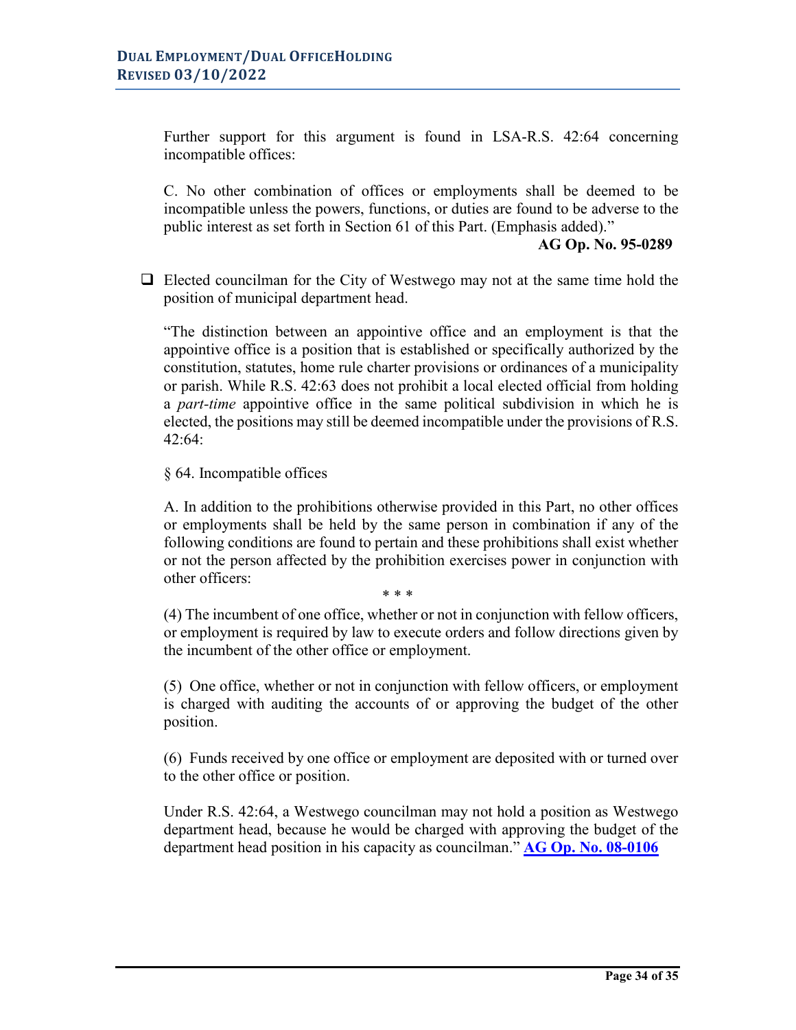Further support for this argument is found in LSA-R.S. 42:64 concerning incompatible offices:

C. No other combination of offices or employments shall be deemed to be incompatible unless the powers, functions, or duties are found to be adverse to the public interest as set forth in Section 61 of this Part. (Emphasis added)."

**AG Op. No. 95-0289**

- ❑ Elected councilman for the City of Westwego may not at the same time hold the position of municipal department head.

"The distinction between an appointive office and an employment is that the appointive office is a position that is established or specifically authorized by the constitution, statutes, home rule charter provisions or ordinances of a municipality or parish. While R.S. 42:63 does not prohibit a local elected official from holding a *part-time* appointive office in the same political subdivision in which he is elected, the positions may still be deemed incompatible under the provisions of R.S. 42:64:

§ 64. Incompatible offices

A. In addition to the prohibitions otherwise provided in this Part, no other offices or employments shall be held by the same person in combination if any of the following conditions are found to pertain and these prohibitions shall exist whether or not the person affected by the prohibition exercises power in conjunction with other officers:

\* \* \*

(4) The incumbent of one office, whether or not in conjunction with fellow officers, or employment is required by law to execute orders and follow directions given by the incumbent of the other office or employment.

(5) One office, whether or not in conjunction with fellow officers, or employment is charged with auditing the accounts of or approving the budget of the other position.

(6) Funds received by one office or employment are deposited with or turned over to the other office or position.

Under R.S. 42:64, a Westwego councilman may not hold a position as Westwego department head, because he would be charged with approving the budget of the department head position in his capacity as councilman." **AG Op. No. 08-0106**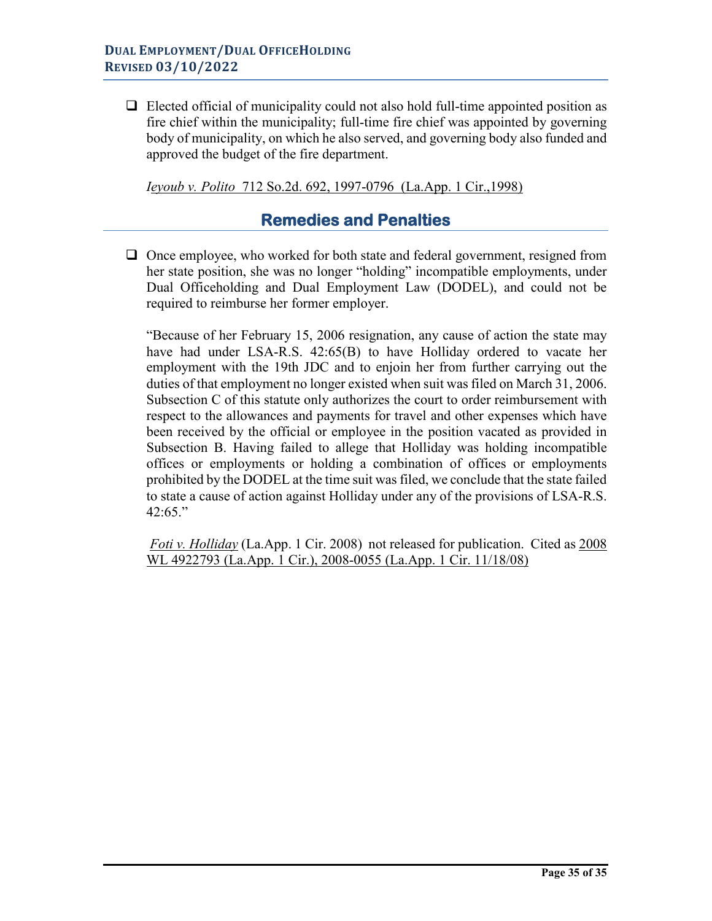- Elected official of municipality could not also hold full-time appointed position as fire chief within the municipality; full-time fire chief was appointed by governing body of municipality, on which he also served, and governing body also funded and approved the budget of the fire department.

  *Ieyoub v. Polito* 712 So.2d. 692, 1997-0796 (La.App. 1 Cir.,1998)

## Remedies and Penalties

- Once employee, who worked for both state and federal government, resigned from her state position, she was no longer "holding" incompatible employments, under Dual Officeholding and Dual Employment Law (DODEL), and could not be required to reimburse her former employer.

  "Because of her February 15, 2006 resignation, any cause of action the state may have had under LSA-R.S. 42:65(B) to have Holliday ordered to vacate her employment with the 19th JDC and to enjoin her from further carrying out the duties of that employment no longer existed when suit was filed on March 31, 2006. Subsection C of this statute only authorizes the court to order reimbursement with respect to the allowances and payments for travel and other expenses which have been received by the official or employee in the position vacated as provided in Subsection B. Having failed to allege that Holliday was holding incompatible offices or employments or holding a combination of offices or employments prohibited by the DODEL at the time suit was filed, we conclude that the state failed to state a cause of action against Holliday under any of the provisions of LSA-R.S. 42:65."

  *Foti v. Holliday* (La.App. 1 Cir. 2008) not released for publication. Cited as 2008 WL 4922793 (La.App. 1 Cir.), 2008-0055 (La.App. 1 Cir. 11/18/08)